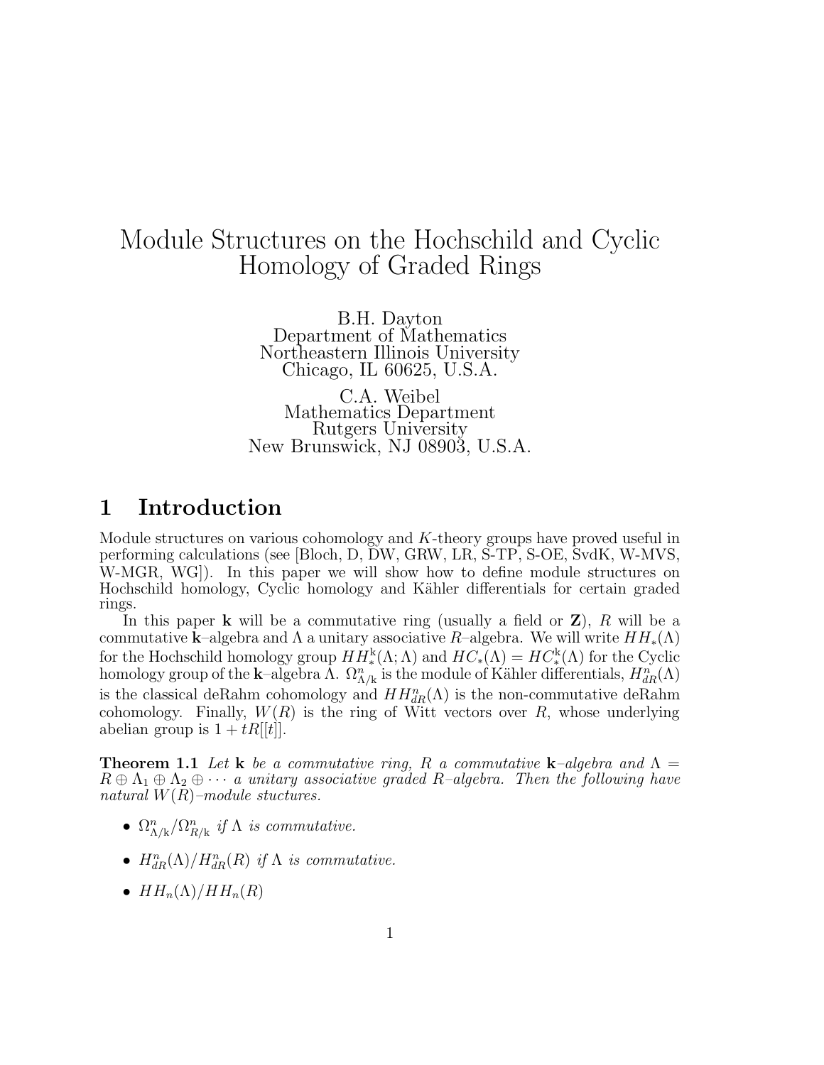# Module Structures on the Hochschild and Cyclic Homology of Graded Rings

B.H. Dayton
Department of Mathematics
Northeastern Illinois University
Chicago, IL 60625, U.S.A.

C.A. Weibel
Mathematics Department
Rutgers University
New Brunswick, NJ 08903, U.S.A.

## 1 Introduction

Module structures on various cohomology and $K$-theory groups have proved useful in performing calculations (see [Bloch, D, DW, GRW, LR, S-TP, S-OE, SvdK, W-MVS, W-MGR, WG]). In this paper we will show how to define module structures on Hochschild homology, Cyclic homology and Kähler differentials for certain graded rings.

In this paper $\mathbf{k}$ will be a commutative ring (usually a field or $\mathbf{Z}$), $R$ will be a commutative $\mathbf{k}$–algebra and $\Lambda$ a unitary associative $R$–algebra. We will write $HH_*(\Lambda)$ for the Hochschild homology group $HH_*^{\mathbf{k}}(\Lambda;\Lambda)$ and $HC_*(\Lambda) = HC_*^{\mathbf{k}}(\Lambda)$ for the Cyclic homology group of the $\mathbf{k}$–algebra $\Lambda$. $\Omega^n_{\Lambda/\mathbf{k}}$ is the module of Kähler differentials, $H^n_{dR}(\Lambda)$ is the classical deRahm cohomology and $HH^n_{dR}(\Lambda)$ is the non-commutative deRahm cohomology. Finally, $W(R)$ is the ring of Witt vectors over $R$, whose underlying abelian group is $1 + tR[[t]]$.

**Theorem 1.1** *Let $\mathbf{k}$ be a commutative ring, $R$ a commutative $\mathbf{k}$–algebra and $\Lambda = R \oplus \Lambda_1 \oplus \Lambda_2 \oplus \cdots$ a unitary associative graded $R$–algebra. Then the following have natural $W(R)$–module stuctures.*

- $\Omega^n_{\Lambda/\mathbf{k}}/\Omega^n_{R/\mathbf{k}}$ *if $\Lambda$ is commutative.*
- $H^n_{dR}(\Lambda)/H^n_{dR}(R)$ *if $\Lambda$ is commutative.*
- $HH_n(\Lambda)/HH_n(R)$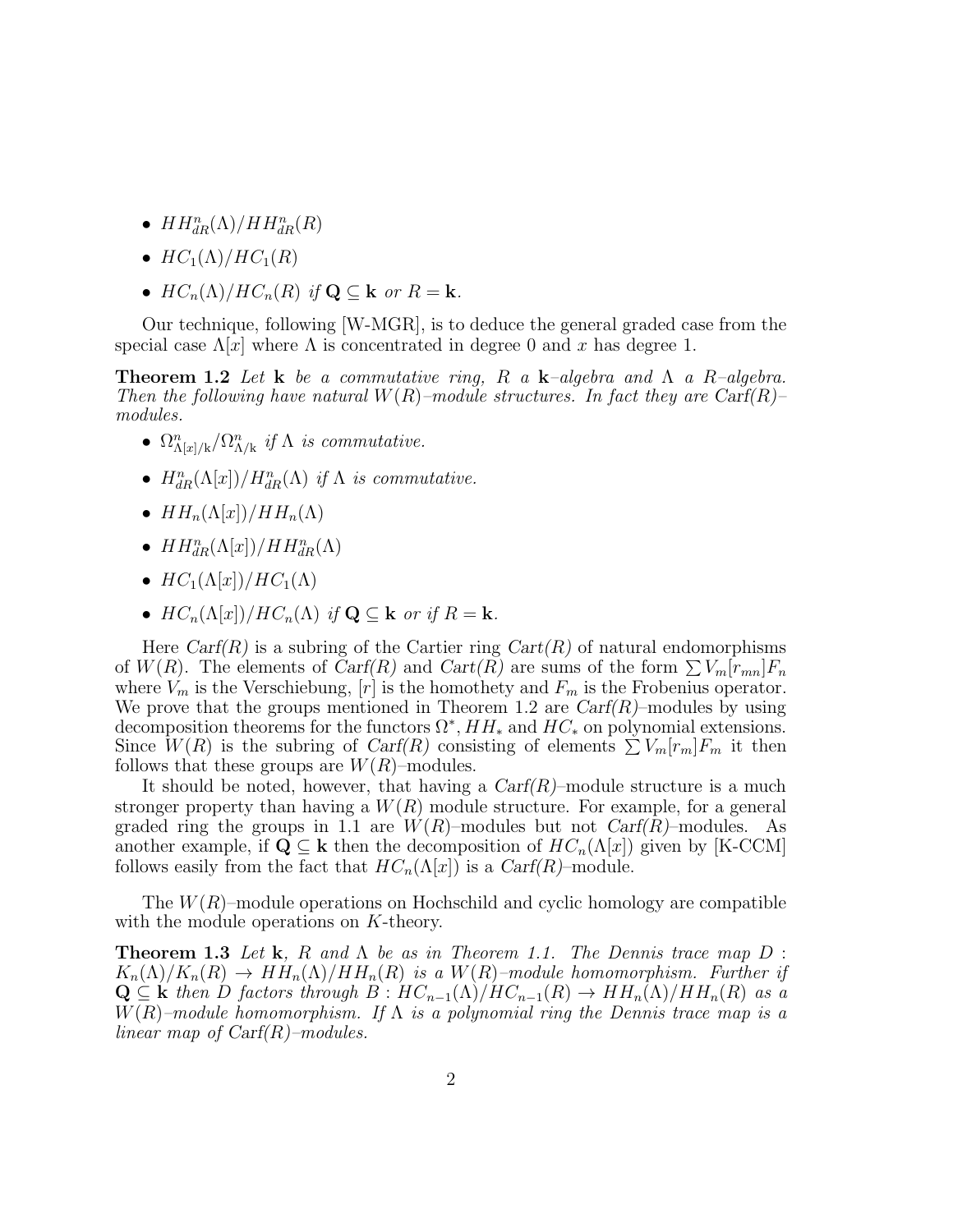- $HH^n_{dR}(\Lambda)/HH^n_{dR}(R)$
- $HC_1(\Lambda)/HC_1(R)$
- $HC_n(\Lambda)/HC_n(R)$ *if* $\mathbf{Q} \subseteq \mathbf{k}$ *or* $R = \mathbf{k}$.

Our technique, following [W-MGR], is to deduce the general graded case from the special case $\Lambda[x]$ where $\Lambda$ is concentrated in degree 0 and $x$ has degree 1.

**Theorem 1.2** *Let* $\mathbf{k}$ *be a commutative ring,* $R$ *a* $\mathbf{k}$*–algebra and* $\Lambda$ *a* $R$*–algebra. Then the following have natural* $W(R)$*–module structures. In fact they are* Carf$(R)$*–modules.*

- $\Omega^n_{\Lambda[x]/\mathbf{k}}/\Omega^n_{\Lambda/\mathbf{k}}$ *if* $\Lambda$ *is commutative.*
- $H^n_{dR}(\Lambda[x])/H^n_{dR}(\Lambda)$ *if* $\Lambda$ *is commutative.*
- $HH_n(\Lambda[x])/HH_n(\Lambda)$
- $HH^n_{dR}(\Lambda[x])/HH^n_{dR}(\Lambda)$
- $HC_1(\Lambda[x])/HC_1(\Lambda)$
- $HC_n(\Lambda[x])/HC_n(\Lambda)$ *if* $\mathbf{Q} \subseteq \mathbf{k}$ *or if* $R = \mathbf{k}$.

Here *Carf(R)* is a subring of the Cartier ring *Cart(R)* of natural endomorphisms of $W(R)$. The elements of *Carf(R)* and *Cart(R)* are sums of the form $\sum V_m[r_{mn}]F_n$ where $V_m$ is the Verschiebung, $[r]$ is the homothety and $F_m$ is the Frobenius operator. We prove that the groups mentioned in Theorem 1.2 are *Carf(R)*–modules by using decomposition theorems for the functors $\Omega^*, HH_*$ and $HC_*$ on polynomial extensions. Since $W(R)$ is the subring of *Carf(R)* consisting of elements $\sum V_m[r_m]F_m$ it then follows that these groups are $W(R)$–modules.

It should be noted, however, that having a *Carf(R)*–module structure is a much stronger property than having a $W(R)$ module structure. For example, for a general graded ring the groups in 1.1 are $W(R)$–modules but not *Carf(R)*–modules. As another example, if $\mathbf{Q} \subseteq \mathbf{k}$ then the decomposition of $HC_n(\Lambda[x])$ given by [K-CCM] follows easily from the fact that $HC_n(\Lambda[x])$ is a *Carf(R)*–module.

The $W(R)$–module operations on Hochschild and cyclic homology are compatible with the module operations on $K$-theory.

**Theorem 1.3** *Let* $\mathbf{k}$*,* $R$ *and* $\Lambda$ *be as in Theorem 1.1. The Dennis trace map* $D : K_n(\Lambda)/K_n(R) \to HH_n(\Lambda)/HH_n(R)$ *is a* $W(R)$*–module homomorphism. Further if* $\mathbf{Q} \subseteq \mathbf{k}$ *then* $D$ *factors through* $B : HC_{n-1}(\Lambda)/HC_{n-1}(R) \to HH_n(\Lambda)/HH_n(R)$ *as a* $W(R)$*–module homomorphism. If* $\Lambda$ *is a polynomial ring the Dennis trace map is a linear map of* Carf$(R)$*–modules.*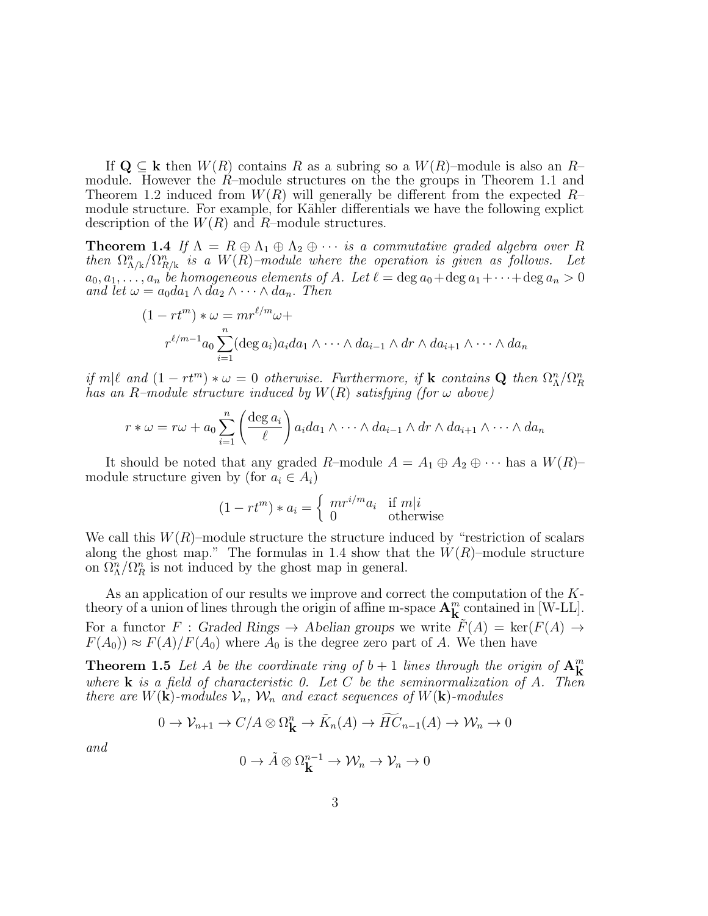If $\mathbf{Q} \subseteq \mathbf{k}$ then $W(R)$ contains $R$ as a subring so a $W(R)$–module is also an $R$–module. However the $R$–module structures on the the groups in Theorem 1.1 and Theorem 1.2 induced from $W(R)$ will generally be different from the expected $R$–module structure. For example, for Kähler differentials we have the following explict description of the $W(R)$ and $R$–module structures.

**Theorem 1.4** *If $\Lambda = R \oplus \Lambda_1 \oplus \Lambda_2 \oplus \cdots$ is a commutative graded algebra over $R$ then $\Omega^n_{\Lambda/\mathbf{k}}/\Omega^n_{R/\mathbf{k}}$ is a $W(R)$–module where the operation is given as follows. Let $a_0, a_1, \ldots, a_n$ be homogeneous elements of $A$. Let $\ell = \deg a_0 + \deg a_1 + \cdots + \deg a_n > 0$ and let $\omega = a_0 da_1 \wedge da_2 \wedge \cdots \wedge da_n$. Then*

$$
\begin{aligned}
(1 - rt^m) * \omega = {} & m r^{\ell/m} \omega + \\
& r^{\ell/m - 1} a_0 \sum_{i=1}^{n} (\deg a_i) a_i da_1 \wedge \cdots \wedge da_{i-1} \wedge dr \wedge da_{i+1} \wedge \cdots \wedge da_n
\end{aligned}
$$

*if $m|\ell$ and $(1 - rt^m) * \omega = 0$ otherwise. Furthermore, if $\mathbf{k}$ contains $\mathbf{Q}$ then $\Omega^n_\Lambda/\Omega^n_R$ has an $R$–module structure induced by $W(R)$ satisfying (for $\omega$ above)*

$$
r * \omega = r\omega + a_0 \sum_{i=1}^{n} \left( \frac{\deg a_i}{\ell} \right) a_i da_1 \wedge \cdots \wedge da_{i-1} \wedge dr \wedge da_{i+1} \wedge \cdots \wedge da_n
$$

It should be noted that any graded $R$–module $A = A_1 \oplus A_2 \oplus \cdots$ has a $W(R)$–module structure given by (for $a_i \in A_i$)

$$
(1 - rt^m) * a_i = \begin{cases} m r^{i/m} a_i & \text{if } m|i \\ 0 & \text{otherwise} \end{cases}
$$

We call this $W(R)$–module structure the structure induced by "restriction of scalars along the ghost map." The formulas in 1.4 show that the $W(R)$–module structure on $\Omega^n_\Lambda/\Omega^n_R$ is not induced by the ghost map in general.

As an application of our results we improve and correct the computation of the $K$-theory of a union of lines through the origin of affine m-space $\mathbf{A}^m_\mathbf{k}$ contained in [W-LL]. For a functor $F$ : *Graded Rings* $\to$ *Abelian groups* we write $\tilde{F}(A) = \ker(F(A) \to F(A_0)) \approx F(A)/F(A_0)$ where $A_0$ is the degree zero part of $A$. We then have

**Theorem 1.5** *Let $A$ be the coordinate ring of $b+1$ lines through the origin of $\mathbf{A}^m_\mathbf{k}$ where $\mathbf{k}$ is a field of characteristic 0. Let $C$ be the seminormalization of $A$. Then there are $W(\mathbf{k})$-modules $\mathcal{V}_n$, $\mathcal{W}_n$ and exact sequences of $W(\mathbf{k})$-modules*

$$
0 \to \mathcal{V}_{n+1} \to C/A \otimes \Omega^n_\mathbf{k} \to \tilde{K}_n(A) \to \widetilde{HC}_{n-1}(A) \to \mathcal{W}_n \to 0
$$

*and*

$$
0 \to \tilde{A} \otimes \Omega^{n-1}_\mathbf{k} \to \mathcal{W}_n \to \mathcal{V}_n \to 0
$$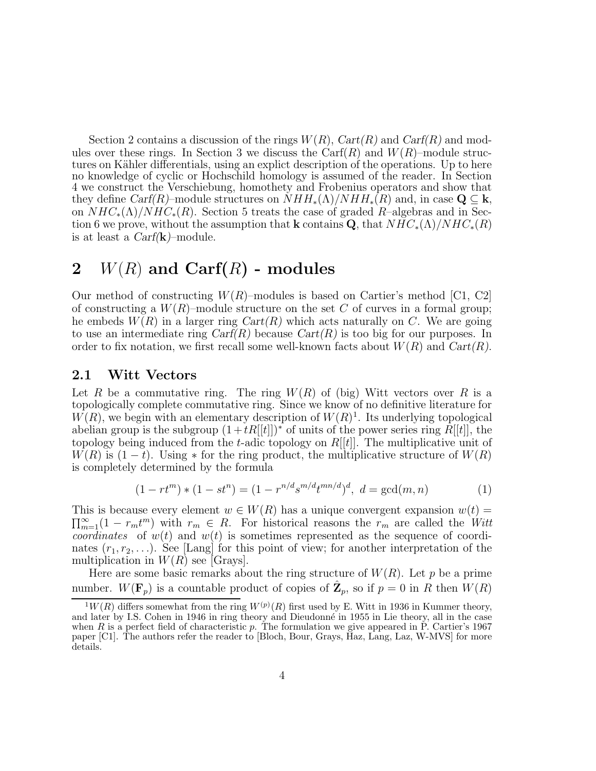Section 2 contains a discussion of the rings $W(R)$, *Cart(R)* and *Carf(R)* and modules over these rings. In Section 3 we discuss the Carf($R$) and $W(R)$–module structures on Kähler differentials, using an explict description of the operations. Up to here no knowledge of cyclic or Hochschild homology is assumed of the reader. In Section 4 we construct the Verschiebung, homothety and Frobenius operators and show that they define *Carf(R)*–module structures on $NHH_*(\Lambda)/NHH_*(R)$ and, in case $\mathbf{Q} \subseteq \mathbf{k}$, on $NHC_*(\Lambda)/NHC_*(R)$. Section 5 treats the case of graded $R$–algebras and in Section 6 we prove, without the assumption that $\mathbf{k}$ contains $\mathbf{Q}$, that $NHC_*(\Lambda)/NHC_*(R)$ is at least a *Carf*($\mathbf{k}$)–module.

# 2 $W(R)$ and Carf($R$) - modules

Our method of constructing $W(R)$–modules is based on Cartier's method [C1, C2] of constructing a $W(R)$–module structure on the set $C$ of curves in a formal group; he embeds $W(R)$ in a larger ring *Cart(R)* which acts naturally on $C$. We are going to use an intermediate ring *Carf(R)* because *Cart(R)* is too big for our purposes. In order to fix notation, we first recall some well-known facts about $W(R)$ and *Cart(R)*.

## 2.1 Witt Vectors

Let $R$ be a commutative ring. The ring $W(R)$ of (big) Witt vectors over $R$ is a topologically complete commutative ring. Since we know of no definitive literature for $W(R)$, we begin with an elementary description of $W(R)$[1]. Its underlying topological abelian group is the subgroup $(1+tR[[t]])^*$ of units of the power series ring $R[[t]]$, the topology being induced from the $t$-adic topology on $R[[t]]$. The multiplicative unit of $W(R)$ is $(1-t)$. Using $*$ for the ring product, the multiplicative structure of $W(R)$ is completely determined by the formula

$$(1-rt^m)*(1-st^n) = (1-r^{n/d}s^{m/d}t^{mn/d})^d,\ d = \gcd(m,n) \tag{1}$$

This is because every element $w \in W(R)$ has a unique convergent expansion $w(t) = \prod_{m=1}^{\infty}(1-r_mt^m)$ with $r_m \in R$. For historical reasons the $r_m$ are called the *Witt coordinates* of $w(t)$ and $w(t)$ is sometimes represented as the sequence of coordinates $(r_1, r_2, \ldots)$. See [Lang] for this point of view; for another interpretation of the multiplication in $W(R)$ see [Grays].

Here are some basic remarks about the ring structure of $W(R)$. Let $p$ be a prime number. $W(\mathbf{F}_p)$ is a countable product of copies of $\hat{\mathbf{Z}}_p$, so if $p = 0$ in $R$ then $W(R)$

[1] $W(R)$ differs somewhat from the ring $W^{(p)}(R)$ first used by E. Witt in 1936 in Kummer theory, and later by I.S. Cohen in 1946 in ring theory and Dieudonné in 1955 in Lie theory, all in the case when $R$ is a perfect field of characteristic $p$. The formulation we give appeared in P. Cartier's 1967 paper [C1]. The authors refer the reader to [Bloch, Bour, Grays, Haz, Lang, Laz, W-MVS] for more details.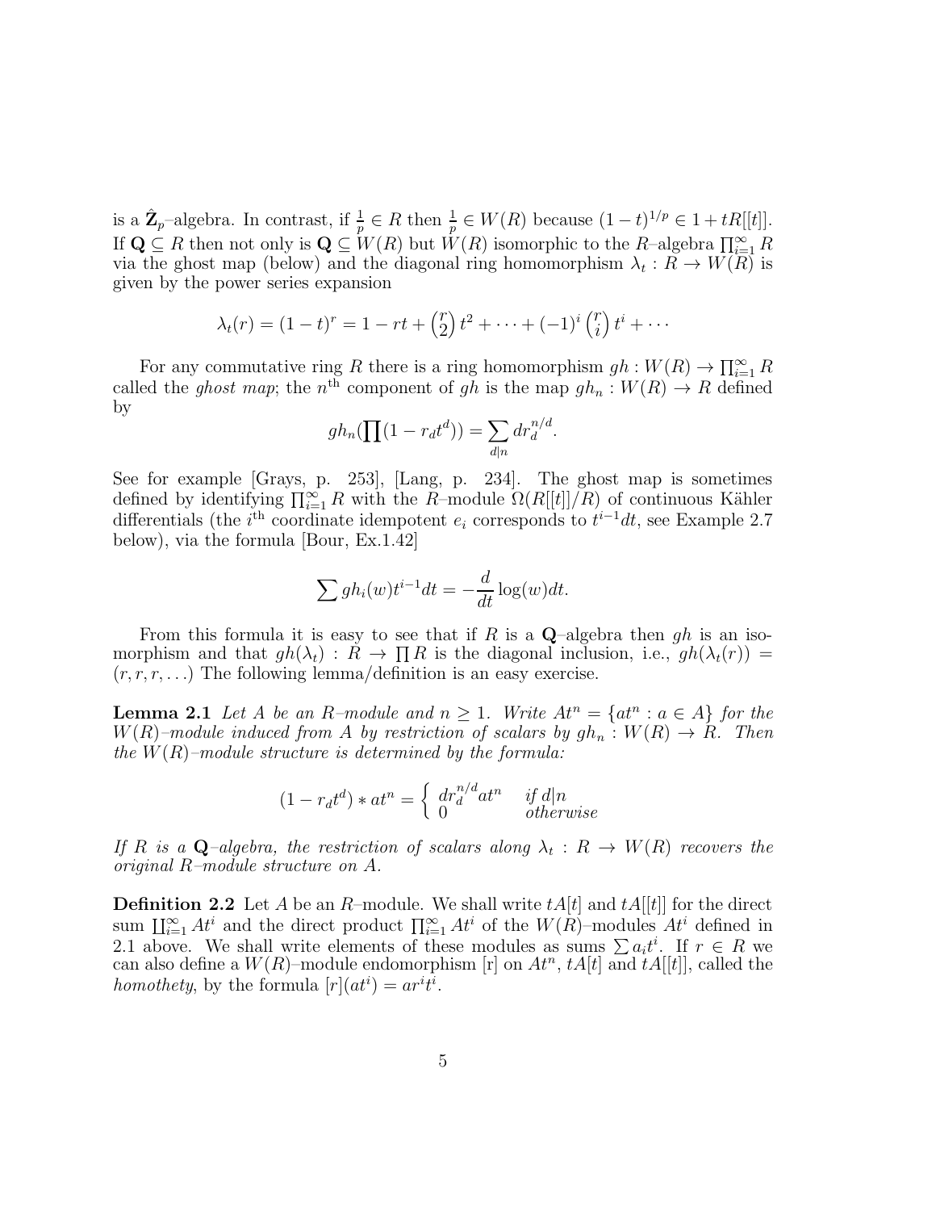is a $\hat{\mathbf{Z}}_p$–algebra. In contrast, if $\frac{1}{p} \in R$ then $\frac{1}{p} \in W(R)$ because $(1-t)^{1/p} \in 1 + tR[[t]]$. If $\mathbf{Q} \subseteq R$ then not only is $\mathbf{Q} \subseteq W(R)$ but $W(R)$ isomorphic to the $R$–algebra $\prod_{i=1}^{\infty} R$ via the ghost map (below) and the diagonal ring homomorphism $\lambda_t : R \to W(R)$ is given by the power series expansion

$$\lambda_t(r) = (1-t)^r = 1 - rt + \binom{r}{2} t^2 + \cdots + (-1)^i \binom{r}{i} t^i + \cdots$$

For any commutative ring $R$ there is a ring homomorphism $gh : W(R) \to \prod_{i=1}^{\infty} R$ called the *ghost map*; the $n^{\text{th}}$ component of $gh$ is the map $gh_n : W(R) \to R$ defined by

$$gh_n(\prod(1 - r_d t^d)) = \sum_{d|n} d r_d^{n/d}.$$

See for example [Grays, p. 253], [Lang, p. 234]. The ghost map is sometimes defined by identifying $\prod_{i=1}^{\infty} R$ with the $R$–module $\Omega(R[[t]]/R)$ of continuous Kähler differentials (the $i^{\text{th}}$ coordinate idempotent $e_i$ corresponds to $t^{i-1}dt$, see Example 2.7 below), via the formula [Bour, Ex.1.42]

$$\sum gh_i(w) t^{i-1} dt = -\frac{d}{dt} \log(w) dt.$$

From this formula it is easy to see that if $R$ is a $\mathbf{Q}$–algebra then $gh$ is an isomorphism and that $gh(\lambda_t) : R \to \prod R$ is the diagonal inclusion, i.e., $gh(\lambda_t(r)) = (r, r, r, \ldots)$ The following lemma/definition is an easy exercise.

**Lemma 2.1** *Let $A$ be an $R$–module and $n \geq 1$. Write $At^n = \{at^n : a \in A\}$ for the $W(R)$–module induced from $A$ by restriction of scalars by $gh_n : W(R) \to R$. Then the $W(R)$–module structure is determined by the formula:*

$$(1 - r_d t^d) * at^n = \begin{cases} d r_d^{n/d} at^n & \text{if } d|n \\ 0 & \text{otherwise} \end{cases}$$

*If $R$ is a $\mathbf{Q}$–algebra, the restriction of scalars along $\lambda_t : R \to W(R)$ recovers the original $R$–module structure on $A$.*

**Definition 2.2** Let $A$ be an $R$–module. We shall write $tA[t]$ and $tA[[t]]$ for the direct sum $\coprod_{i=1}^{\infty} At^i$ and the direct product $\prod_{i=1}^{\infty} At^i$ of the $W(R)$–modules $At^i$ defined in 2.1 above. We shall write elements of these modules as sums $\sum a_i t^i$. If $r \in R$ we can also define a $W(R)$–module endomorphism [r] on $At^n$, $tA[t]$ and $tA[[t]]$, called the *homothety*, by the formula $[r](at^i) = ar^i t^i$.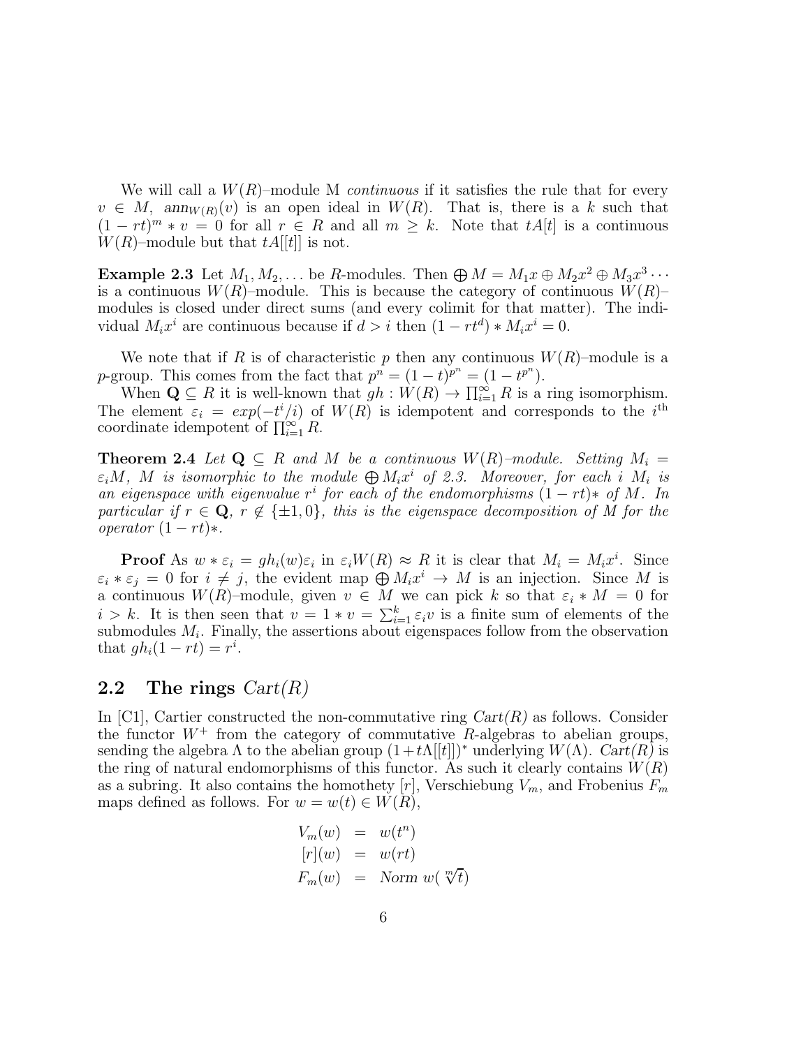We will call a $W(R)$–module M *continuous* if it satisfies the rule that for every $v \in M$, $\text{ann}_{W(R)}(v)$ is an open ideal in $W(R)$. That is, there is a $k$ such that $(1 - rt)^m * v = 0$ for all $r \in R$ and all $m \geq k$. Note that $tA[t]$ is a continuous $W(R)$–module but that $tA[[t]]$ is not.

**Example 2.3** Let $M_1, M_2, \dots$ be $R$-modules. Then $\bigoplus M = M_1 x \oplus M_2 x^2 \oplus M_3 x^3 \cdots$ is a continuous $W(R)$–module. This is because the category of continuous $W(R)$–modules is closed under direct sums (and every colimit for that matter). The individual $M_i x^i$ are continuous because if $d > i$ then $(1 - rt^d) * M_i x^i = 0$.

We note that if $R$ is of characteristic $p$ then any continuous $W(R)$–module is a $p$-group. This comes from the fact that $p^n = (1-t)^{p^n} = (1 - t^{p^n})$.

When $\mathbf{Q} \subseteq R$ it is well-known that $gh : W(R) \to \prod_{i=1}^{\infty} R$ is a ring isomorphism. The element $\varepsilon_i = exp(-t^i/i)$ of $W(R)$ is idempotent and corresponds to the $i^{\text{th}}$ coordinate idempotent of $\prod_{i=1}^{\infty} R$.

**Theorem 2.4** *Let $\mathbf{Q} \subseteq R$ and $M$ be a continuous $W(R)$–module. Setting $M_i = \varepsilon_i M$, $M$ is isomorphic to the module $\bigoplus M_i x^i$ of 2.3. Moreover, for each $i$ $M_i$ is an eigenspace with eigenvalue $r^i$ for each of the endomorphisms $(1 - rt)*$ of $M$. In particular if $r \in \mathbf{Q}$, $r \notin \{\pm 1, 0\}$, this is the eigenspace decomposition of $M$ for the operator $(1 - rt)*$.*

**Proof** As $w * \varepsilon_i = gh_i(w)\varepsilon_i$ in $\varepsilon_i W(R) \approx R$ it is clear that $M_i = M_i x^i$. Since $\varepsilon_i * \varepsilon_j = 0$ for $i \neq j$, the evident map $\bigoplus M_i x^i \to M$ is an injection. Since $M$ is a continuous $W(R)$–module, given $v \in M$ we can pick $k$ so that $\varepsilon_i * M = 0$ for $i > k$. It is then seen that $v = 1 * v = \sum_{i=1}^{k} \varepsilon_i v$ is a finite sum of elements of the submodules $M_i$. Finally, the assertions about eigenspaces follow from the observation that $gh_i(1 - rt) = r^i$.

## 2.2 The rings *Cart(R)*

In [C1], Cartier constructed the non-commutative ring *Cart(R)* as follows. Consider the functor $W^+$ from the category of commutative $R$-algebras to abelian groups, sending the algebra $\Lambda$ to the abelian group $(1 + t\Lambda[[t]])^*$ underlying $W(\Lambda)$. *Cart(R)* is the ring of natural endomorphisms of this functor. As such it clearly contains $W(R)$ as a subring. It also contains the homothety $[r]$, Verschiebung $V_m$, and Frobenius $F_m$ maps defined as follows. For $w = w(t) \in W(R)$,

$$
\begin{aligned}
V_m(w) &= w(t^n) \\
[r](w) &= w(rt) \\
F_m(w) &= \textit{Norm } w(\sqrt[m]{t})
\end{aligned}
$$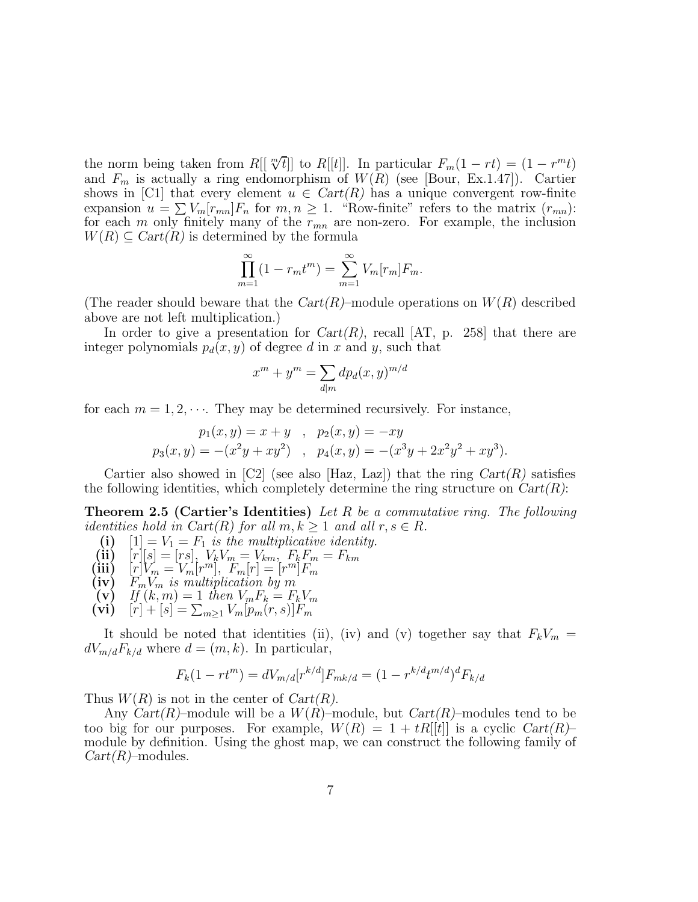the norm being taken from $R[[\sqrt[m]{t}]]$ to $R[[t]]$. In particular $F_m(1-rt) = (1-r^m t)$ and $F_m$ is actually a ring endomorphism of $W(R)$ (see [Bour, Ex.1.47]). Cartier shows in [C1] that every element $u \in Cart(R)$ has a unique convergent row-finite expansion $u = \sum V_m[r_{mn}]F_n$ for $m, n \geq 1$. "Row-finite" refers to the matrix $(r_{mn})$: for each $m$ only finitely many of the $r_{mn}$ are non-zero. For example, the inclusion $W(R) \subseteq Cart(R)$ is determined by the formula

$$\prod_{m=1}^{\infty}(1-r_m t^m) = \sum_{m=1}^{\infty} V_m[r_m]F_m.$$

(The reader should beware that the $Cart(R)$–module operations on $W(R)$ described above are not left multiplication.)

In order to give a presentation for $Cart(R)$, recall [AT, p. 258] that there are integer polynomials $p_d(x,y)$ of degree $d$ in $x$ and $y$, such that

$$x^m + y^m = \sum_{d|m} d p_d(x,y)^{m/d}$$

for each $m = 1, 2, \cdots$. They may be determined recursively. For instance,

$$p_1(x,y) = x+y \quad , \quad p_2(x,y) = -xy$$
$$p_3(x,y) = -(x^2y + xy^2) \quad , \quad p_4(x,y) = -(x^3y + 2x^2y^2 + xy^3).$$

Cartier also showed in [C2] (see also [Haz, Laz]) that the ring $Cart(R)$ satisfies the following identities, which completely determine the ring structure on $Cart(R)$:

**Theorem 2.5 (Cartier's Identities)** *Let $R$ be a commutative ring. The following identities hold in Cart(R) for all $m, k \geq 1$ and all $r, s \in R$.*

- **(i)** $[1] = V_1 = F_1$ *is the multiplicative identity.*
- **(ii)** $[r][s] = [rs]$, $V_k V_m = V_{km}$, $F_k F_m = F_{km}$
- **(iii)** $[r]V_m = V_m[r^m]$, $F_m[r] = [r^m]F_m$
- **(iv)** $F_m V_m$ *is multiplication by $m$*
- **(v)** *If $(k,m) = 1$ then* $V_m F_k = F_k V_m$
- **(vi)** $[r] + [s] = \sum_{m \geq 1} V_m[p_m(r,s)]F_m$

It should be noted that identities (ii), (iv) and (v) together say that $F_k V_m = dV_{m/d}F_{k/d}$ where $d = (m,k)$. In particular,

$$F_k(1-rt^m) = dV_{m/d}[r^{k/d}]F_{mk/d} = (1-r^{k/d}t^{m/d})^d F_{k/d}$$

Thus $W(R)$ is not in the center of $Cart(R)$.

Any $Cart(R)$–module will be a $W(R)$–module, but $Cart(R)$–modules tend to be too big for our purposes. For example, $W(R) = 1 + tR[[t]]$ is a cyclic $Cart(R)$–module by definition. Using the ghost map, we can construct the following family of $Cart(R)$–modules.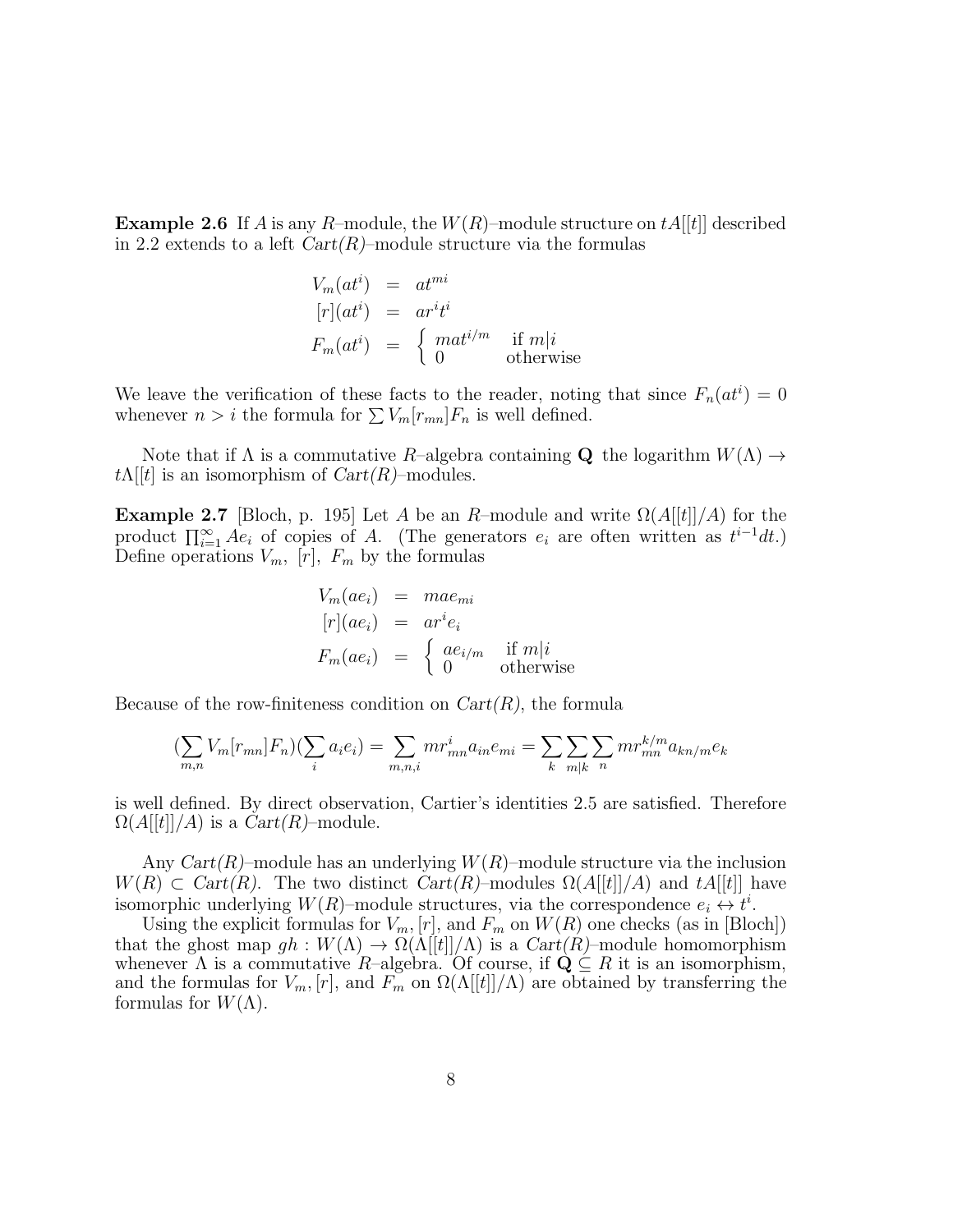**Example 2.6** If $A$ is any $R$–module, the $W(R)$–module structure on $tA[[t]]$ described in 2.2 extends to a left *Cart(R)*–module structure via the formulas

$$
\begin{aligned}
V_m(at^i) &= at^{mi} \\
[r](at^i) &= ar^i t^i \\
F_m(at^i) &= \begin{cases} mat^{i/m} & \text{if } m|i \\ 0 & \text{otherwise} \end{cases}
\end{aligned}
$$

We leave the verification of these facts to the reader, noting that since $F_n(at^i) = 0$ whenever $n > i$ the formula for $\sum V_m[r_{mn}]F_n$ is well defined.

Note that if $\Lambda$ is a commutative $R$–algebra containing $\mathbf{Q}$ the logarithm $W(\Lambda) \to t\Lambda[[t]]$ is an isomorphism of *Cart(R)*–modules.

**Example 2.7** [Bloch, p. 195] Let $A$ be an $R$–module and write $\Omega(A[[t]]/A)$ for the product $\prod_{i=1}^{\infty} Ae_i$ of copies of $A$. (The generators $e_i$ are often written as $t^{i-1}dt$.) Define operations $V_m$, $[r]$, $F_m$ by the formulas

$$
\begin{aligned}
V_m(ae_i) &= mae_{mi} \\
[r](ae_i) &= ar^i e_i \\
F_m(ae_i) &= \begin{cases} ae_{i/m} & \text{if } m|i \\ 0 & \text{otherwise} \end{cases}
\end{aligned}
$$

Because of the row-finiteness condition on *Cart(R)*, the formula

$$
(\sum_{m,n} V_m[r_{mn}]F_n)(\sum_i a_i e_i) = \sum_{m,n,i} mr_{mn}^i a_{in} e_{mi} = \sum_k \sum_{m|k} \sum_n mr_{mn}^{k/m} a_{kn/m} e_k
$$

is well defined. By direct observation, Cartier's identities 2.5 are satisfied. Therefore $\Omega(A[[t]]/A)$ is a *Cart(R)*–module.

Any *Cart(R)*–module has an underlying $W(R)$–module structure via the inclusion $W(R) \subset$ *Cart(R)*. The two distinct *Cart(R)*–modules $\Omega(A[[t]]/A)$ and $tA[[t]]$ have isomorphic underlying $W(R)$–module structures, via the correspondence $e_i \leftrightarrow t^i$.

Using the explicit formulas for $V_m, [r]$, and $F_m$ on $W(R)$ one checks (as in [Bloch]) that the ghost map $gh : W(\Lambda) \to \Omega(\Lambda[[t]]/\Lambda)$ is a *Cart(R)*–module homomorphism whenever $\Lambda$ is a commutative $R$–algebra. Of course, if $\mathbf{Q} \subseteq R$ it is an isomorphism, and the formulas for $V_m, [r]$, and $F_m$ on $\Omega(\Lambda[[t]]/\Lambda)$ are obtained by transferring the formulas for $W(\Lambda)$.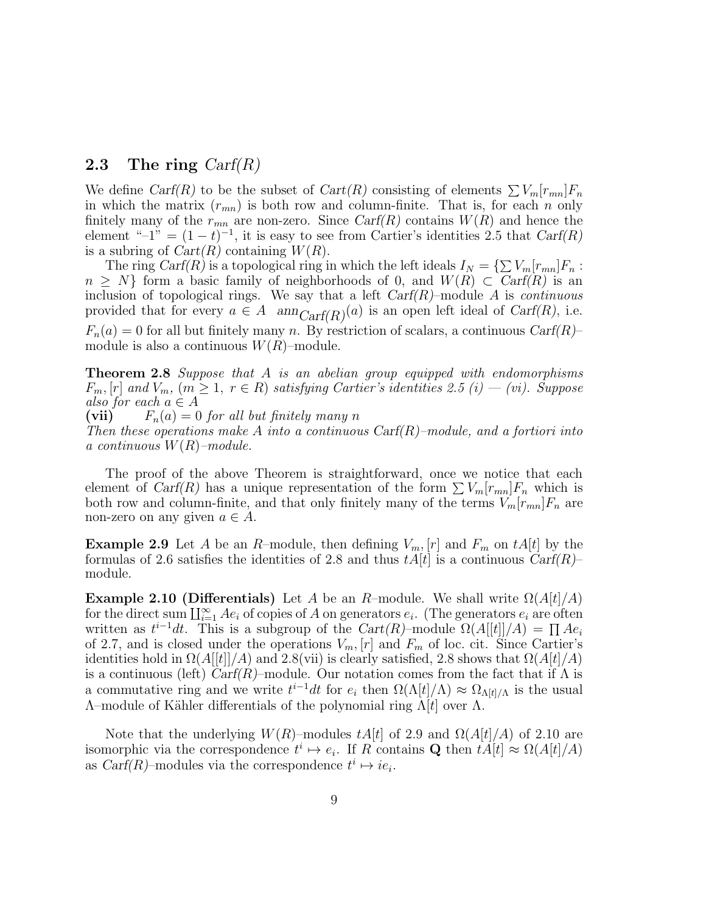## 2.3 The ring *Carf(R)*

We define *Carf(R)* to be the subset of *Cart(R)* consisting of elements $\sum V_m[r_{mn}]F_n$ in which the matrix $(r_{mn})$ is both row and column-finite. That is, for each $n$ only finitely many of the $r_{mn}$ are non-zero. Since *Carf(R)* contains $W(R)$ and hence the element "–1" $= (1-t)^{-1}$, it is easy to see from Cartier's identities 2.5 that *Carf(R)* is a subring of *Cart(R)* containing $W(R)$.

The ring *Carf(R)* is a topological ring in which the left ideals $I_N = \{\sum V_m[r_{mn}]F_n : n \geq N\}$ form a basic family of neighborhoods of 0, and $W(R) \subset$ *Carf(R)* is an inclusion of topological rings. We say that a left *Carf(R)*–module $A$ is *continuous* provided that for every $a \in A$ $\mathrm{ann}_{Carf(R)}(a)$ is an open left ideal of *Carf(R)*, i.e. $F_n(a) = 0$ for all but finitely many $n$. By restriction of scalars, a continuous *Carf(R)*–module is also a continuous $W(R)$–module.

**Theorem 2.8** *Suppose that $A$ is an abelian group equipped with endomorphisms $F_m, [r]$ and $V_m$, $(m \geq 1,\ r \in R)$ satisfying Cartier's identities 2.5 (i) — (vi). Suppose also for each $a \in A$*

**(vii)** $\quad F_n(a) = 0$ *for all but finitely many $n$*

*Then these operations make $A$ into a continuous* Carf(R)*–module, and a fortiori into a continuous $W(R)$–module.*

The proof of the above Theorem is straightforward, once we notice that each element of *Carf(R)* has a unique representation of the form $\sum V_m[r_{mn}]F_n$ which is both row and column-finite, and that only finitely many of the terms $V_m[r_{mn}]F_n$ are non-zero on any given $a \in A$.

**Example 2.9** Let $A$ be an $R$–module, then defining $V_m, [r]$ and $F_m$ on $tA[t]$ by the formulas of 2.6 satisfies the identities of 2.8 and thus $tA[t]$ is a continuous *Carf(R)*–module.

**Example 2.10 (Differentials)** Let $A$ be an $R$–module. We shall write $\Omega(A[t]/A)$ for the direct sum $\coprod_{i=1}^{\infty} Ae_i$ of copies of $A$ on generators $e_i$. (The generators $e_i$ are often written as $t^{i-1}dt$. This is a subgroup of the *Cart(R)*–module $\Omega(A[[t]]/A) = \prod Ae_i$ of 2.7, and is closed under the operations $V_m, [r]$ and $F_m$ of loc. cit. Since Cartier's identities hold in $\Omega(A[[t]]/A)$ and 2.8(vii) is clearly satisfied, 2.8 shows that $\Omega(A[t]/A)$ is a continuous (left) *Carf(R)*–module. Our notation comes from the fact that if $\Lambda$ is a commutative ring and we write $t^{i-1}dt$ for $e_i$ then $\Omega(\Lambda[t]/\Lambda) \approx \Omega_{\Lambda[t]/\Lambda}$ is the usual $\Lambda$–module of Kähler differentials of the polynomial ring $\Lambda[t]$ over $\Lambda$.

Note that the underlying $W(R)$–modules $tA[t]$ of 2.9 and $\Omega(A[t]/A)$ of 2.10 are isomorphic via the correspondence $t^i \mapsto e_i$. If $R$ contains $\mathbf{Q}$ then $tA[t] \approx \Omega(A[t]/A)$ as *Carf(R)*–modules via the correspondence $t^i \mapsto ie_i$.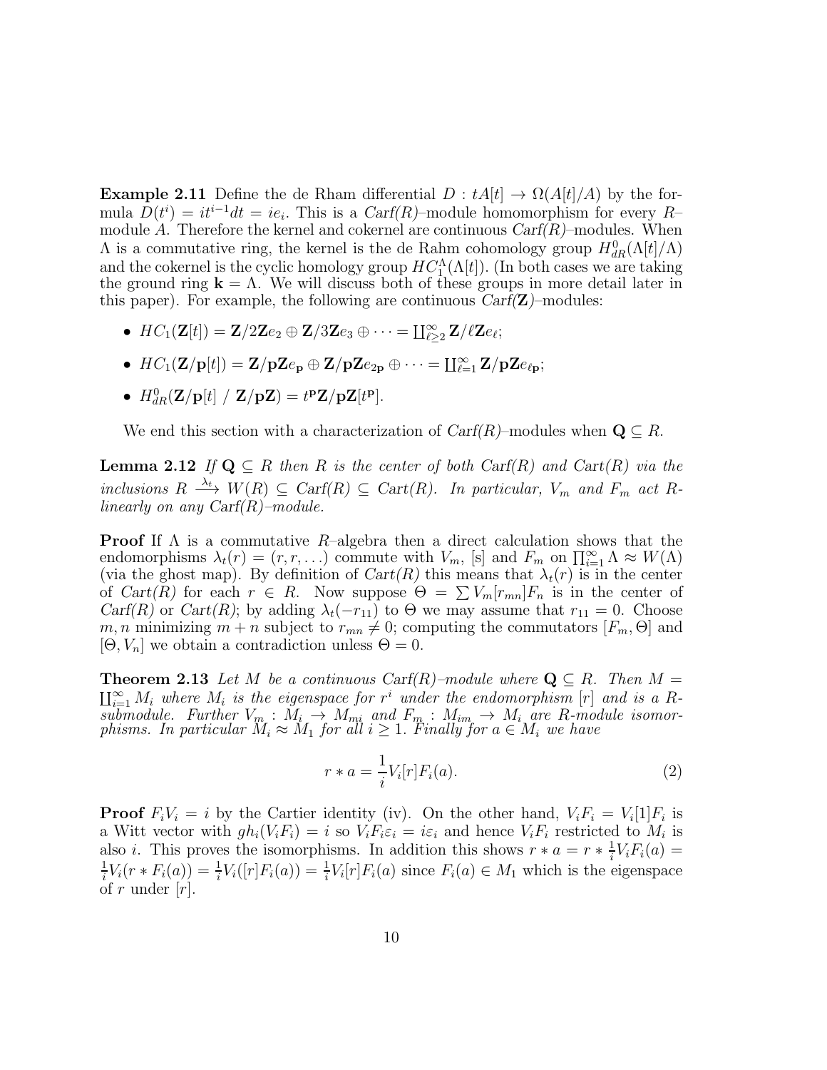**Example 2.11** Define the de Rham differential $D : tA[t] \to \Omega(A[t]/A)$ by the formula $D(t^i) = it^{i-1}dt = ie_i$. This is a *Carf(R)*–module homomorphism for every $R$–module $A$. Therefore the kernel and cokernel are continuous *Carf(R)*–modules. When $\Lambda$ is a commutative ring, the kernel is the de Rahm cohomology group $H^0_{dR}(\Lambda[t]/\Lambda)$ and the cokernel is the cyclic homology group $HC_1^{\Lambda}(\Lambda[t])$. (In both cases we are taking the ground ring $\mathbf{k} = \Lambda$. We will discuss both of these groups in more detail later in this paper). For example, the following are continuous *Carf*($\mathbf{Z}$)–modules:

- $HC_1(\mathbf{Z}[t]) = \mathbf{Z}/2\mathbf{Z}e_2 \oplus \mathbf{Z}/3\mathbf{Z}e_3 \oplus \cdots = \coprod_{\ell \geq 2}^{\infty} \mathbf{Z}/\ell\mathbf{Z}e_\ell$;
- $HC_1(\mathbf{Z}/\mathbf{p}[t]) = \mathbf{Z}/\mathbf{p}\mathbf{Z}e_{\mathbf{p}} \oplus \mathbf{Z}/\mathbf{p}\mathbf{Z}e_{2\mathbf{p}} \oplus \cdots = \coprod_{\ell=1}^{\infty} \mathbf{Z}/\mathbf{p}\mathbf{Z}e_{\ell\mathbf{p}}$;
- $H^0_{dR}(\mathbf{Z}/\mathbf{p}[t] \ / \ \mathbf{Z}/\mathbf{p}\mathbf{Z}) = t^{\mathbf{p}}\mathbf{Z}/\mathbf{p}\mathbf{Z}[t^{\mathbf{p}}]$.

We end this section with a characterization of *Carf(R)*–modules when $\mathbf{Q} \subseteq R$.

**Lemma 2.12** *If $\mathbf{Q} \subseteq R$ then $R$ is the center of both Carf(R) and Cart(R) via the inclusions $R \xrightarrow{\lambda_t} W(R) \subseteq Carf(R) \subseteq Cart(R)$. In particular, $V_m$ and $F_m$ act $R$-linearly on any Carf(R)–module.*

**Proof** If $\Lambda$ is a commutative $R$–algebra then a direct calculation shows that the endomorphisms $\lambda_t(r) = (r, r, \ldots)$ commute with $V_m$, [s] and $F_m$ on $\prod_{i=1}^{\infty} \Lambda \approx W(\Lambda)$ (via the ghost map). By definition of *Cart(R)* this means that $\lambda_t(r)$ is in the center of *Cart(R)* for each $r \in R$. Now suppose $\Theta = \sum V_m[r_{mn}]F_n$ is in the center of *Carf(R)* or *Cart(R)*; by adding $\lambda_t(-r_{11})$ to $\Theta$ we may assume that $r_{11} = 0$. Choose $m, n$ minimizing $m + n$ subject to $r_{mn} \neq 0$; computing the commutators $[F_m, \Theta]$ and $[\Theta, V_n]$ we obtain a contradiction unless $\Theta = 0$.

**Theorem 2.13** *Let $M$ be a continuous Carf(R)–module where $\mathbf{Q} \subseteq R$. Then $M = \coprod_{i=1}^{\infty} M_i$ where $M_i$ is the eigenspace for $r^i$ under the endomorphism $[r]$ and is a $R$-submodule. Further $V_m : M_i \to M_{mi}$ and $F_m : M_{im} \to M_i$ are $R$-module isomorphisms. In particular $M_i \approx M_1$ for all $i \geq 1$. Finally for $a \in M_i$ we have*

$$r * a = \frac{1}{i} V_i[r]F_i(a). \tag{2}$$

**Proof** $F_iV_i = i$ by the Cartier identity (iv). On the other hand, $V_iF_i = V_i[1]F_i$ is a Witt vector with $gh_i(V_iF_i) = i$ so $V_iF_i\varepsilon_i = i\varepsilon_i$ and hence $V_iF_i$ restricted to $M_i$ is also $i$. This proves the isomorphisms. In addition this shows $r * a = r * \frac{1}{i}V_iF_i(a) = \frac{1}{i}V_i(r * F_i(a)) = \frac{1}{i}V_i([r]F_i(a)) = \frac{1}{i}V_i[r]F_i(a)$ since $F_i(a) \in M_1$ which is the eigenspace of $r$ under $[r]$.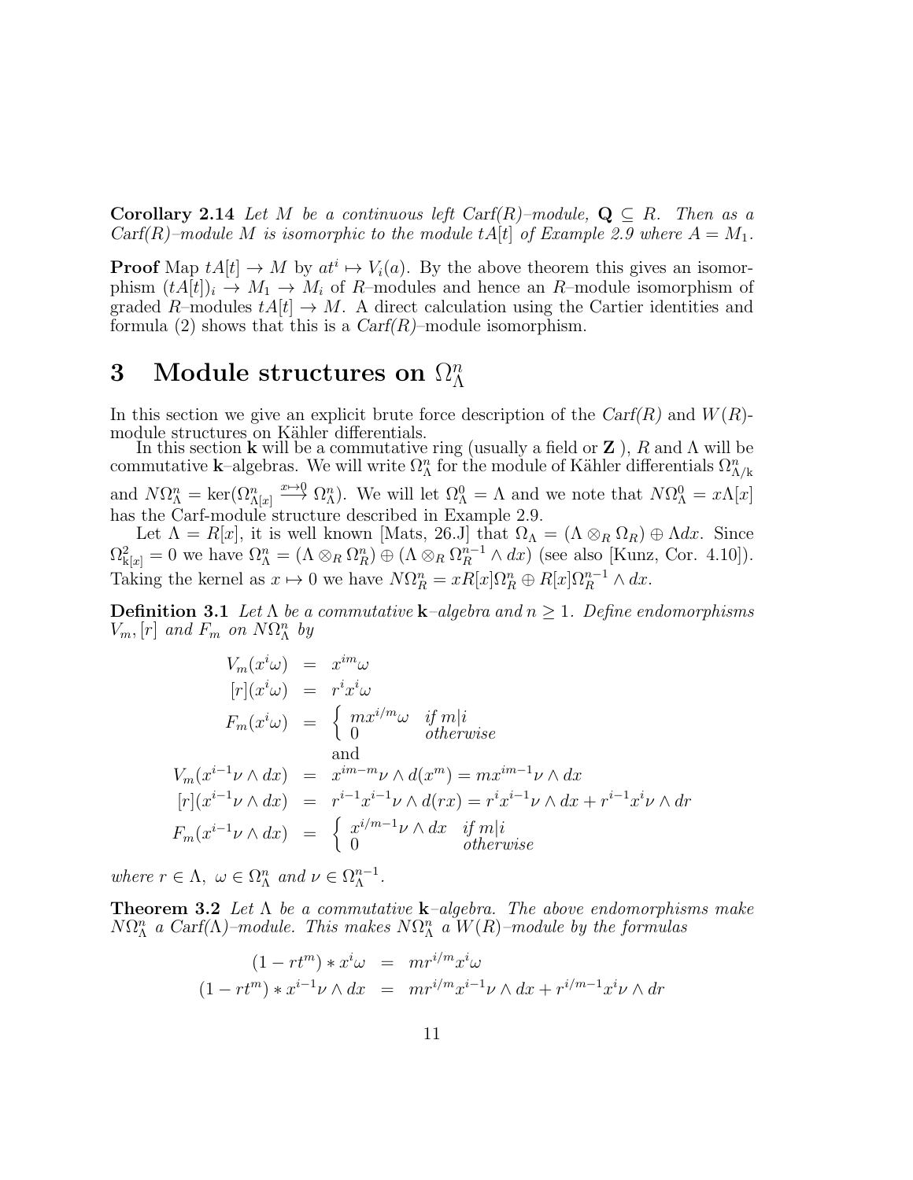**Corollary 2.14** *Let $M$ be a continuous left Carf(R)–module, $\mathbf{Q} \subseteq R$. Then as a Carf(R)–module $M$ is isomorphic to the module $tA[t]$ of Example 2.9 where $A = M_1$.*

**Proof** Map $tA[t] \to M$ by $at^i \mapsto V_i(a)$. By the above theorem this gives an isomorphism $(tA[t])_i \to M_1 \to M_i$ of $R$–modules and hence an $R$–module isomorphism of graded $R$–modules $tA[t] \to M$. A direct calculation using the Cartier identities and formula (2) shows that this is a *Carf(R)*–module isomorphism.

# 3 Module structures on $\Omega^n_\Lambda$

In this section we give an explicit brute force description of the *Carf(R)* and $W(R)$-module structures on Kähler differentials.

In this section $\mathbf{k}$ will be a commutative ring (usually a field or $\mathbf{Z}$ ), $R$ and $\Lambda$ will be commutative $\mathbf{k}$–algebras. We will write $\Omega^n_\Lambda$ for the module of Kähler differentials $\Omega^n_{\Lambda/\mathrm{k}}$ and $N\Omega^n_\Lambda = \ker(\Omega^n_{\Lambda[x]} \xrightarrow{x \mapsto 0} \Omega^n_\Lambda)$. We will let $\Omega^0_\Lambda = \Lambda$ and we note that $N\Omega^0_\Lambda = x\Lambda[x]$ has the Carf-module structure described in Example 2.9.

Let $\Lambda = R[x]$, it is well known [Mats, 26.J] that $\Omega_\Lambda = (\Lambda \otimes_R \Omega_R) \oplus \Lambda dx$. Since $\Omega^2_{\mathrm{k}[x]} = 0$ we have $\Omega^n_\Lambda = (\Lambda \otimes_R \Omega^n_R) \oplus (\Lambda \otimes_R \Omega^{n-1}_R \wedge dx)$ (see also [Kunz, Cor. 4.10]). Taking the kernel as $x \mapsto 0$ we have $N\Omega^n_R = xR[x]\Omega^n_R \oplus R[x]\Omega^{n-1}_R \wedge dx$.

**Definition 3.1** *Let $\Lambda$ be a commutative $\mathbf{k}$–algebra and $n \geq 1$. Define endomorphisms $V_m, [r]$ and $F_m$ on $N\Omega^n_\Lambda$ by*

$$
\begin{aligned}
V_m(x^i\omega) &= x^{im}\omega \\
[r](x^i\omega) &= r^i x^i\omega \\
F_m(x^i\omega) &= \begin{cases} m x^{i/m}\omega & \text{if } m|i \\ 0 & \text{otherwise} \end{cases}
\end{aligned}
$$

and

$$
\begin{aligned}
V_m(x^{i-1}\nu \wedge dx) &= x^{im-m}\nu \wedge d(x^m) = m x^{im-1}\nu \wedge dx \\
[r](x^{i-1}\nu \wedge dx) &= r^{i-1}x^{i-1}\nu \wedge d(rx) = r^i x^{i-1}\nu \wedge dx + r^{i-1}x^i\nu \wedge dr \\
F_m(x^{i-1}\nu \wedge dx) &= \begin{cases} x^{i/m-1}\nu \wedge dx & \text{if } m|i \\ 0 & \text{otherwise} \end{cases}
\end{aligned}
$$

*where $r \in \Lambda$, $\omega \in \Omega^n_\Lambda$ and $\nu \in \Omega^{n-1}_\Lambda$.*

**Theorem 3.2** *Let $\Lambda$ be a commutative $\mathbf{k}$–algebra. The above endomorphisms make $N\Omega^n_\Lambda$ a Carf($\Lambda$)–module. This makes $N\Omega^n_\Lambda$ a $W(R)$–module by the formulas*

$$
\begin{aligned}
(1 - rt^m) * x^i\omega &= m r^{i/m} x^i\omega \\
(1 - rt^m) * x^{i-1}\nu \wedge dx &= m r^{i/m} x^{i-1}\nu \wedge dx + r^{i/m-1}x^i\nu \wedge dr
\end{aligned}
$$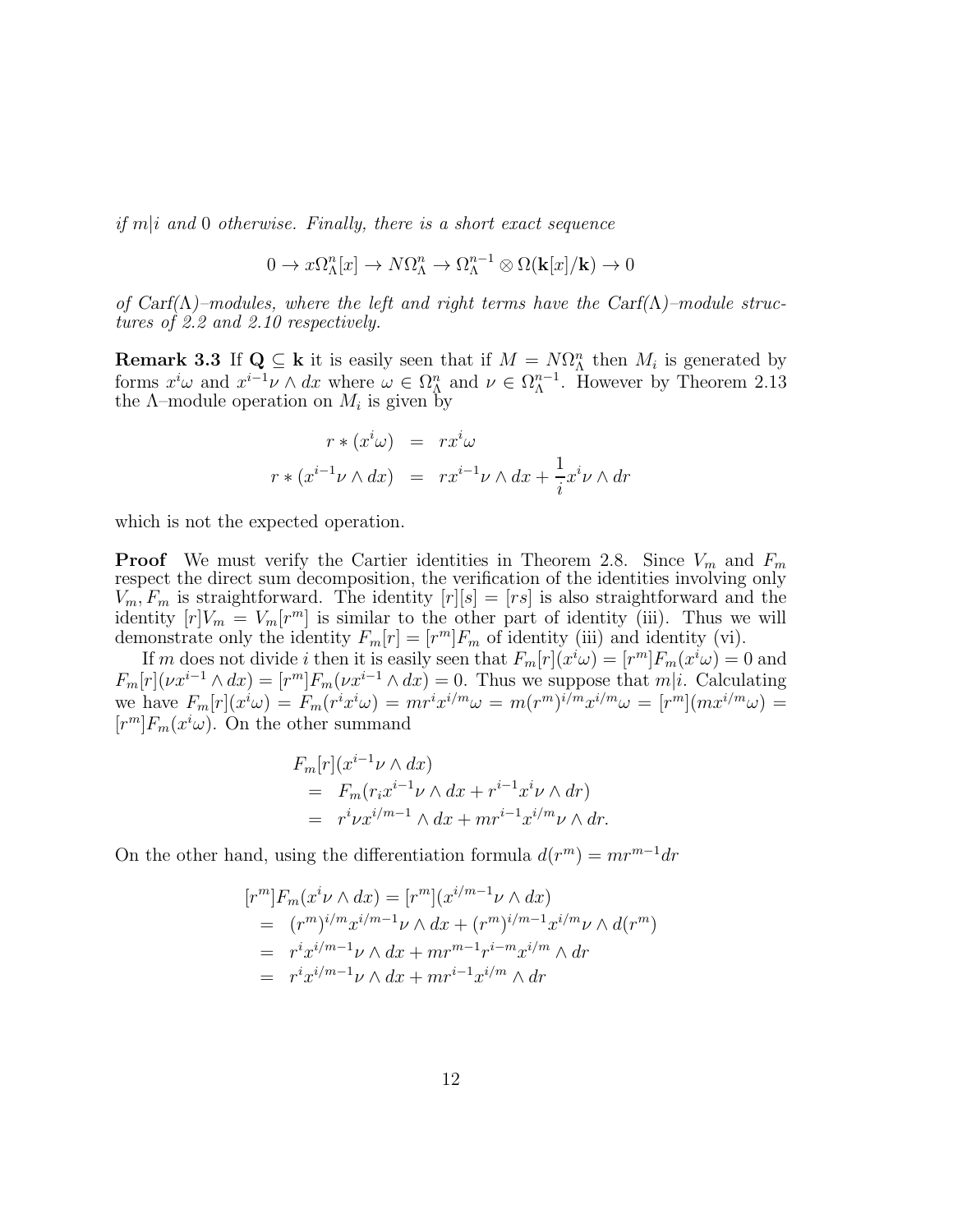*if $m|i$ and $0$ otherwise. Finally, there is a short exact sequence*

$$0 \to x\Omega^n_\Lambda[x] \to N\Omega^n_\Lambda \to \Omega^{n-1}_\Lambda \otimes \Omega(\mathbf{k}[x]/\mathbf{k}) \to 0$$

*of Carf($\Lambda$)–modules, where the left and right terms have the Carf($\Lambda$)–module structures of 2.2 and 2.10 respectively.*

**Remark 3.3** If $\mathbf{Q} \subseteq \mathbf{k}$ it is easily seen that if $M = N\Omega^n_\Lambda$ then $M_i$ is generated by forms $x^i\omega$ and $x^{i-1}\nu \wedge dx$ where $\omega \in \Omega^n_\Lambda$ and $\nu \in \Omega^{n-1}_\Lambda$. However by Theorem 2.13 the $\Lambda$–module operation on $M_i$ is given by

$$\begin{aligned} r * (x^i\omega) &= rx^i\omega \\ r * (x^{i-1}\nu \wedge dx) &= rx^{i-1}\nu \wedge dx + \frac{1}{i}x^i\nu \wedge dr \end{aligned}$$

which is not the expected operation.

**Proof** We must verify the Cartier identities in Theorem 2.8. Since $V_m$ and $F_m$ respect the direct sum decomposition, the verification of the identities involving only $V_m, F_m$ is straightforward. The identity $[r][s] = [rs]$ is also straightforward and the identity $[r]V_m = V_m[r^m]$ is similar to the other part of identity (iii). Thus we will demonstrate only the identity $F_m[r] = [r^m]F_m$ of identity (iii) and identity (vi).

If $m$ does not divide $i$ then it is easily seen that $F_m[r](x^i\omega) = [r^m]F_m(x^i\omega) = 0$ and $F_m[r](\nu x^{i-1} \wedge dx) = [r^m]F_m(\nu x^{i-1} \wedge dx) = 0$. Thus we suppose that $m|i$. Calculating we have $F_m[r](x^i\omega) = F_m(r^ix^i\omega) = mr^ix^{i/m}\omega = m(r^m)^{i/m}x^{i/m}\omega = [r^m](mx^{i/m}\omega) = [r^m]F_m(x^i\omega)$. On the other summand

$$\begin{aligned} &F_m[r](x^{i-1}\nu \wedge dx) \\ &= F_m(r_ix^{i-1}\nu \wedge dx + r^{i-1}x^i\nu \wedge dr) \\ &= r^i\nu x^{i/m-1} \wedge dx + mr^{i-1}x^{i/m}\nu \wedge dr. \end{aligned}$$

On the other hand, using the differentiation formula $d(r^m) = mr^{m-1}dr$

$$\begin{aligned} &[r^m]F_m(x^i\nu \wedge dx) = [r^m](x^{i/m-1}\nu \wedge dx) \\ &= (r^m)^{i/m}x^{i/m-1}\nu \wedge dx + (r^m)^{i/m-1}x^{i/m}\nu \wedge d(r^m) \\ &= r^ix^{i/m-1}\nu \wedge dx + mr^{m-1}r^{i-m}x^{i/m} \wedge dr \\ &= r^ix^{i/m-1}\nu \wedge dx + mr^{i-1}x^{i/m} \wedge dr \end{aligned}$$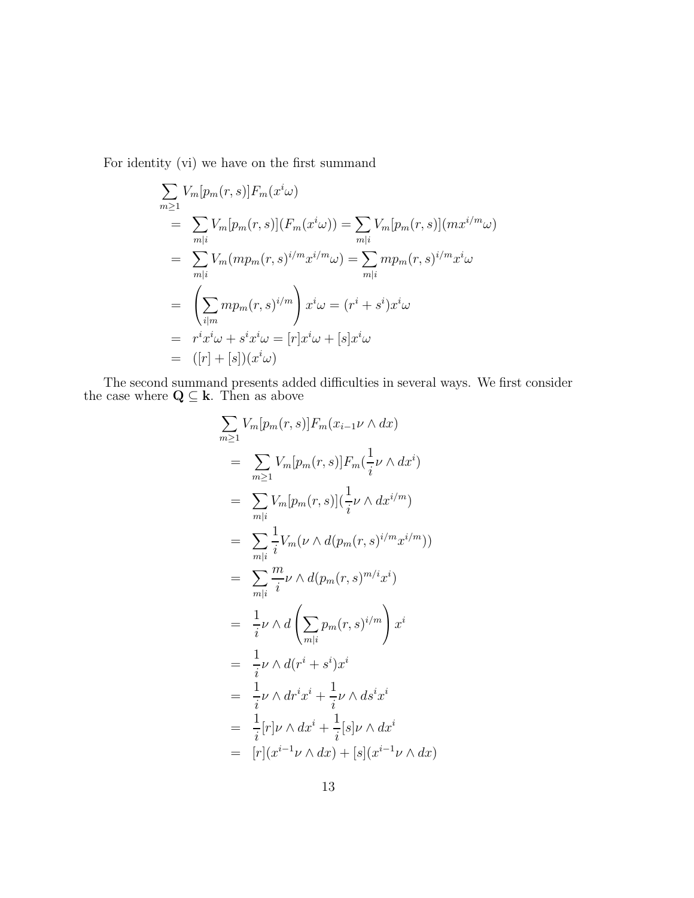For identity (vi) we have on the first summand

$$
\begin{aligned}
&\sum_{m\geq 1} V_m[p_m(r,s)]F_m(x^i\omega) \\
&= \sum_{m|i} V_m[p_m(r,s)](F_m(x^i\omega)) = \sum_{m|i} V_m[p_m(r,s)](mx^{i/m}\omega) \\
&= \sum_{m|i} V_m(mp_m(r,s)^{i/m}x^{i/m}\omega) = \sum_{m|i} mp_m(r,s)^{i/m}x^i\omega \\
&= \left(\sum_{i|m} mp_m(r,s)^{i/m}\right)x^i\omega = (r^i+s^i)x^i\omega \\
&= r^ix^i\omega + s^ix^i\omega = [r]x^i\omega + [s]x^i\omega \\
&= ([r]+[s])(x^i\omega)
\end{aligned}
$$

The second summand presents added difficulties in several ways. We first consider the case where $\mathbf{Q} \subseteq \mathbf{k}$. Then as above

$$
\begin{aligned}
&\sum_{m\geq 1} V_m[p_m(r,s)]F_m(x_{i-1}\nu \wedge dx) \\
&= \sum_{m\geq 1} V_m[p_m(r,s)]F_m(\frac{1}{i}\nu \wedge dx^i) \\
&= \sum_{m|i} V_m[p_m(r,s)](\frac{1}{i}\nu \wedge dx^{i/m}) \\
&= \sum_{m|i} \frac{1}{i}V_m(\nu \wedge d(p_m(r,s)^{i/m}x^{i/m})) \\
&= \sum_{m|i} \frac{m}{i}\nu \wedge d(p_m(r,s)^{m/i}x^i) \\
&= \frac{1}{i}\nu \wedge d\left(\sum_{m|i} p_m(r,s)^{i/m}\right)x^i \\
&= \frac{1}{i}\nu \wedge d(r^i+s^i)x^i \\
&= \frac{1}{i}\nu \wedge dr^ix^i + \frac{1}{i}\nu \wedge ds^ix^i \\
&= \frac{1}{i}[r]\nu \wedge dx^i + \frac{1}{i}[s]\nu \wedge dx^i \\
&= [r](x^{i-1}\nu \wedge dx) + [s](x^{i-1}\nu \wedge dx)
\end{aligned}
$$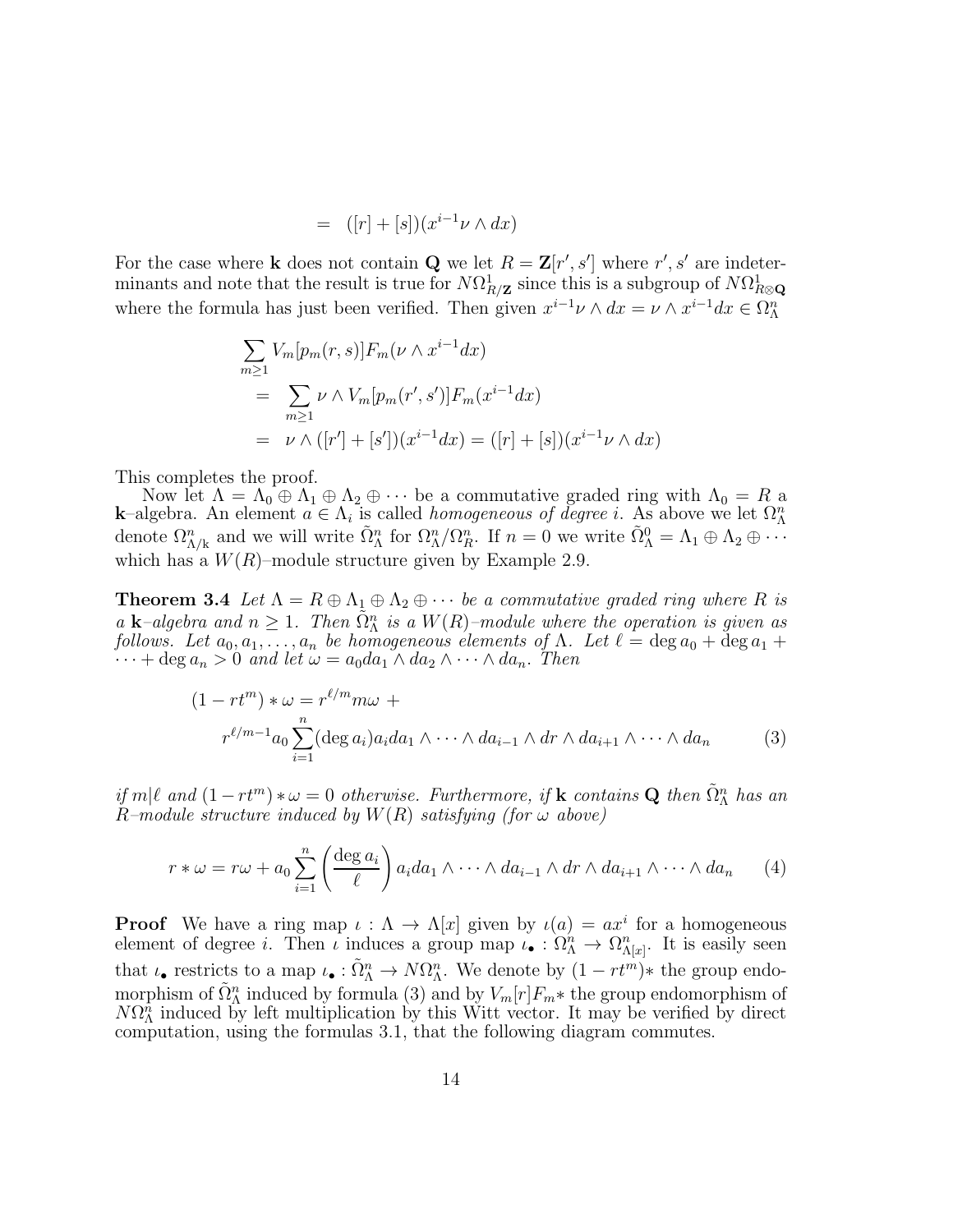$$= \quad ([r]+[s])(x^{i-1}\nu \wedge dx)$$

For the case where $\mathbf{k}$ does not contain $\mathbf{Q}$ we let $R = \mathbf{Z}[r', s']$ where $r', s'$ are indeterminants and note that the result is true for $N\Omega^1_{R/\mathbf{Z}}$ since this is a subgroup of $N\Omega^1_{R\otimes\mathbf{Q}}$ where the formula has just been verified. Then given $x^{i-1}\nu \wedge dx = \nu \wedge x^{i-1}dx \in \Omega^n_\Lambda$

$$\begin{aligned}
&\sum_{m\geq 1} V_m[p_m(r,s)]F_m(\nu \wedge x^{i-1}dx) \\
&= \sum_{m\geq 1} \nu \wedge V_m[p_m(r',s')]F_m(x^{i-1}dx) \\
&= \nu \wedge ([r']+[s'])(x^{i-1}dx) = ([r]+[s])(x^{i-1}\nu \wedge dx)
\end{aligned}$$

This completes the proof.

Now let $\Lambda = \Lambda_0 \oplus \Lambda_1 \oplus \Lambda_2 \oplus \cdots$ be a commutative graded ring with $\Lambda_0 = R$ a $\mathbf{k}$–algebra. An element $a \in \Lambda_i$ is called *homogeneous of degree* $i$. As above we let $\Omega^n_\Lambda$ denote $\Omega^n_{\Lambda/\mathrm{k}}$ and we will write $\tilde{\Omega}^n_\Lambda$ for $\Omega^n_\Lambda/\Omega^n_R$. If $n = 0$ we write $\tilde{\Omega}^0_\Lambda = \Lambda_1 \oplus \Lambda_2 \oplus \cdots$ which has a $W(R)$–module structure given by Example 2.9.

**Theorem 3.4** *Let $\Lambda = R \oplus \Lambda_1 \oplus \Lambda_2 \oplus \cdots$ be a commutative graded ring where $R$ is a $\mathbf{k}$–algebra and $n \geq 1$. Then $\tilde{\Omega}^n_\Lambda$ is a $W(R)$–module where the operation is given as follows. Let $a_0, a_1, \ldots, a_n$ be homogeneous elements of $\Lambda$. Let $\ell = \deg a_0 + \deg a_1 + \cdots + \deg a_n > 0$ and let $\omega = a_0 da_1 \wedge da_2 \wedge \cdots \wedge da_n$. Then*

$$\begin{aligned}
(1-rt^m) * \omega &= r^{\ell/m} m\omega + \\
&\quad r^{\ell/m-1} a_0 \sum_{i=1}^{n} (\deg a_i) a_i da_1 \wedge \cdots \wedge da_{i-1} \wedge dr \wedge da_{i+1} \wedge \cdots \wedge da_n \qquad (3)
\end{aligned}$$

*if $m|\ell$ and $(1-rt^m) * \omega = 0$ otherwise. Furthermore, if $\mathbf{k}$ contains $\mathbf{Q}$ then $\tilde{\Omega}^n_\Lambda$ has an $R$–module structure induced by $W(R)$ satisfying (for $\omega$ above)*

$$r * \omega = r\omega + a_0 \sum_{i=1}^{n} \left(\frac{\deg a_i}{\ell}\right) a_i da_1 \wedge \cdots \wedge da_{i-1} \wedge dr \wedge da_{i+1} \wedge \cdots \wedge da_n \qquad (4)$$

**Proof** We have a ring map $\iota : \Lambda \to \Lambda[x]$ given by $\iota(a) = ax^i$ for a homogeneous element of degree $i$. Then $\iota$ induces a group map $\iota_\bullet : \Omega^n_\Lambda \to \Omega^n_{\Lambda[x]}$. It is easily seen that $\iota_\bullet$ restricts to a map $\iota_\bullet : \tilde{\Omega}^n_\Lambda \to N\Omega^n_\Lambda$. We denote by $(1-rt^m)*$ the group endomorphism of $\tilde{\Omega}^n_\Lambda$ induced by formula (3) and by $V_m[r]F_m*$ the group endomorphism of $N\Omega^n_\Lambda$ induced by left multiplication by this Witt vector. It may be verified by direct computation, using the formulas 3.1, that the following diagram commutes.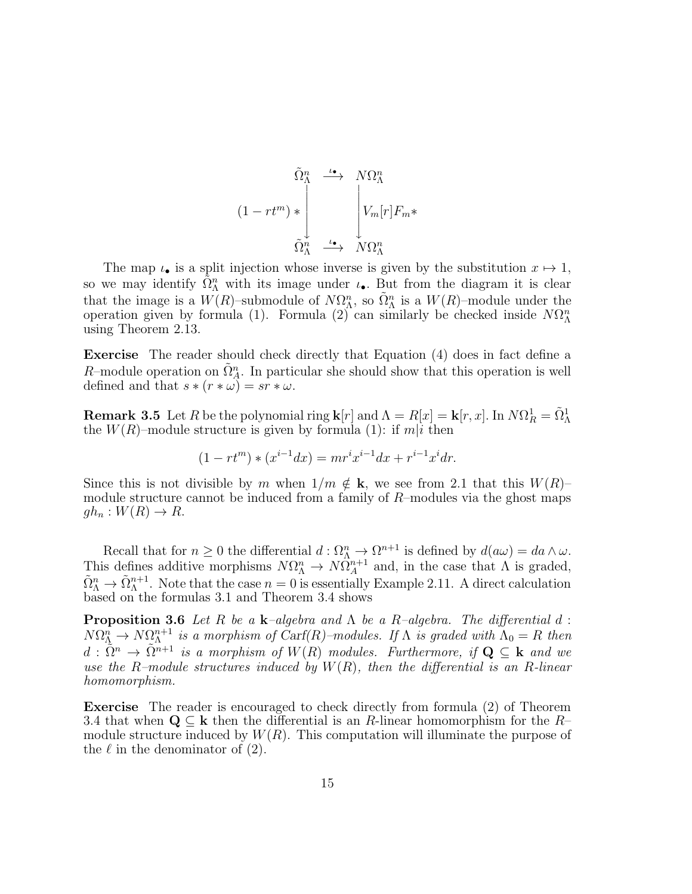$$
\begin{array}{ccc}
\tilde{\Omega}^n_\Lambda & \xrightarrow{\iota_\bullet} & N\Omega^n_\Lambda \\
{\scriptstyle (1-rt^m)*}\Big\downarrow & & \Big\downarrow{\scriptstyle V_m[r]F_m*} \\
\tilde{\Omega}^n_\Lambda & \xrightarrow{\iota_\bullet} & N\Omega^n_\Lambda
\end{array}
$$

The map $\iota_\bullet$ is a split injection whose inverse is given by the substitution $x \mapsto 1$, so we may identify $\tilde{\Omega}^n_\Lambda$ with its image under $\iota_\bullet$. But from the diagram it is clear that the image is a $W(R)$–submodule of $N\Omega^n_\Lambda$, so $\tilde{\Omega}^n_\Lambda$ is a $W(R)$–module under the operation given by formula (1). Formula (2) can similarly be checked inside $N\Omega^n_\Lambda$ using Theorem 2.13.

**Exercise** The reader should check directly that Equation (4) does in fact define a $R$–module operation on $\tilde{\Omega}^n_A$. In particular she should show that this operation is well defined and that $s * (r * \omega) = sr * \omega$.

**Remark 3.5** Let $R$ be the polynomial ring $\mathbf{k}[r]$ and $\Lambda = R[x] = \mathbf{k}[r, x]$. In $N\Omega^1_R = \tilde{\Omega}^1_\Lambda$ the $W(R)$–module structure is given by formula (1): if $m|i$ then

$$(1 - rt^m) * (x^{i-1}dx) = mr^i x^{i-1}dx + r^{i-1}x^i dr.$$

Since this is not divisible by $m$ when $1/m \notin \mathbf{k}$, we see from 2.1 that this $W(R)$–module structure cannot be induced from a family of $R$–modules via the ghost maps $gh_n : W(R) \to R$.

Recall that for $n \geq 0$ the differential $d : \Omega^n_\Lambda \to \Omega^{n+1}$ is defined by $d(a\omega) = da \wedge \omega$. This defines additive morphisms $N\Omega^n_\Lambda \to N\Omega^{n+1}_A$ and, in the case that $\Lambda$ is graded, $\tilde{\Omega}^n_\Lambda \to \tilde{\Omega}^{n+1}_\Lambda$. Note that the case $n = 0$ is essentially Example 2.11. A direct calculation based on the formulas 3.1 and Theorem 3.4 shows

**Proposition 3.6** *Let $R$ be a $\mathbf{k}$–algebra and $\Lambda$ be a $R$–algebra. The differential $d : N\Omega^n_\Lambda \to N\Omega^{n+1}_\Lambda$ is a morphism of Carf$(R)$–modules. If $\Lambda$ is graded with $\Lambda_0 = R$ then $d : \tilde{\Omega}^n \to \tilde{\Omega}^{n+1}$ is a morphism of $W(R)$ modules. Furthermore, if $\mathbf{Q} \subseteq \mathbf{k}$ and we use the $R$–module structures induced by $W(R)$, then the differential is an $R$-linear homomorphism.*

**Exercise** The reader is encouraged to check directly from formula (2) of Theorem 3.4 that when $\mathbf{Q} \subseteq \mathbf{k}$ then the differential is an $R$-linear homomorphism for the $R$–module structure induced by $W(R)$. This computation will illuminate the purpose of the $\ell$ in the denominator of (2).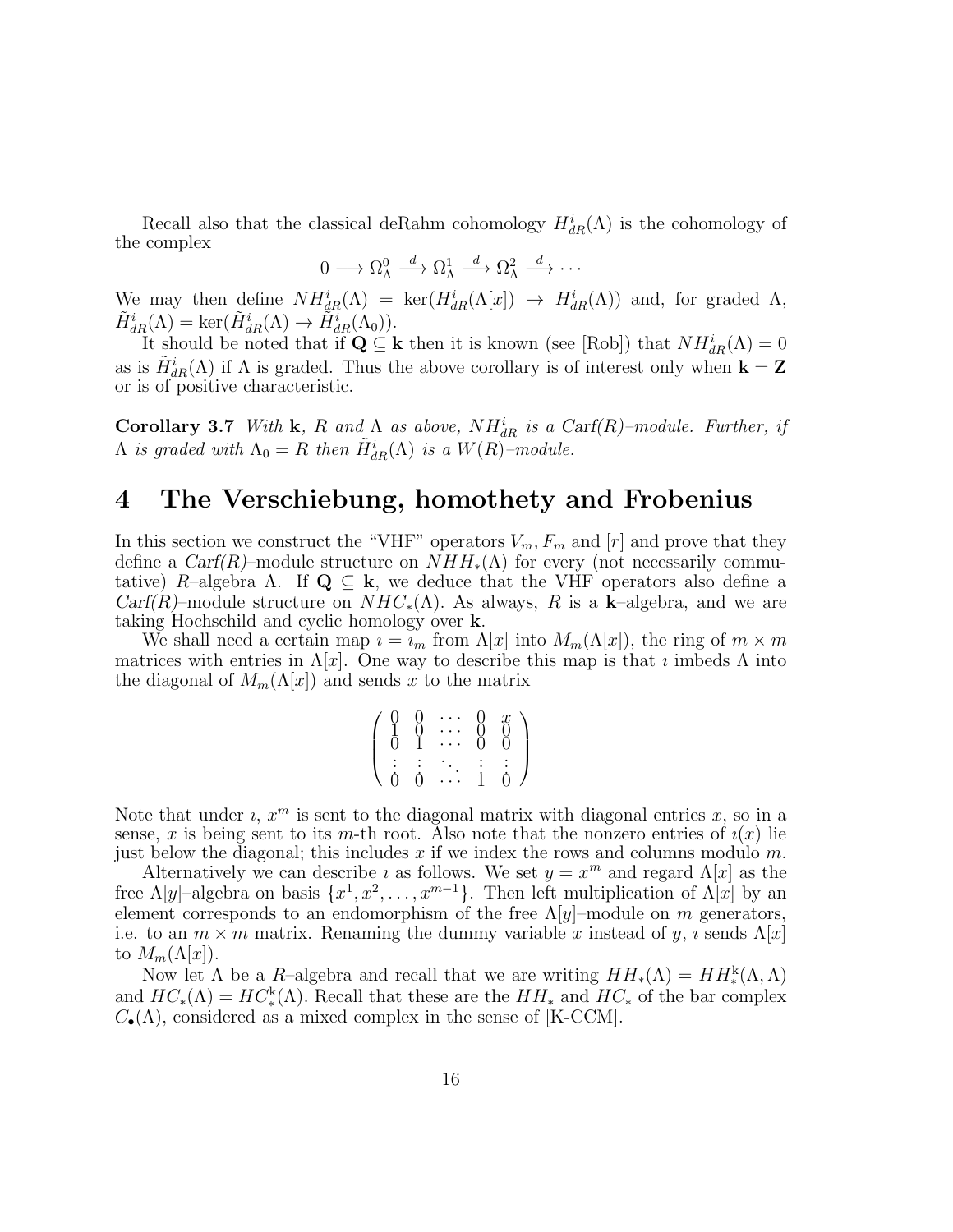Recall also that the classical deRahm cohomology $H^i_{dR}(\Lambda)$ is the cohomology of the complex

$$0 \longrightarrow \Omega^0_\Lambda \xrightarrow{d} \Omega^1_\Lambda \xrightarrow{d} \Omega^2_\Lambda \xrightarrow{d} \cdots$$

We may then define $NH^i_{dR}(\Lambda) = \ker(H^i_{dR}(\Lambda[x]) \to H^i_{dR}(\Lambda))$ and, for graded $\Lambda$, $\tilde{H}^i_{dR}(\Lambda) = \ker(\tilde{H}^i_{dR}(\Lambda) \to \tilde{H}^i_{dR}(\Lambda_0))$.

It should be noted that if $\mathbf{Q} \subseteq \mathbf{k}$ then it is known (see [Rob]) that $NH^i_{dR}(\Lambda) = 0$ as is $\tilde{H}^i_{dR}(\Lambda)$ if $\Lambda$ is graded. Thus the above corollary is of interest only when $\mathbf{k} = \mathbf{Z}$ or is of positive characteristic.

**Corollary 3.7** *With* $\mathbf{k}$*,* $R$ *and* $\Lambda$ *as above,* $NH^i_{dR}$ *is a Carf(R)–module. Further, if* $\Lambda$ *is graded with* $\Lambda_0 = R$ *then* $\tilde{H}^i_{dR}(\Lambda)$ *is a* $W(R)$*–module.*

# 4 The Verschiebung, homothety and Frobenius

In this section we construct the "VHF" operators $V_m, F_m$ and $[r]$ and prove that they define a *Carf(R)*–module structure on $NHH_*(\Lambda)$ for every (not necessarily commutative) $R$–algebra $\Lambda$. If $\mathbf{Q} \subseteq \mathbf{k}$, we deduce that the VHF operators also define a *Carf(R)*–module structure on $NHC_*(\Lambda)$. As always, $R$ is a $\mathbf{k}$–algebra, and we are taking Hochschild and cyclic homology over $\mathbf{k}$.

We shall need a certain map $\imath = \imath_m$ from $\Lambda[x]$ into $M_m(\Lambda[x])$, the ring of $m \times m$ matrices with entries in $\Lambda[x]$. One way to describe this map is that $\imath$ imbeds $\Lambda$ into the diagonal of $M_m(\Lambda[x])$ and sends $x$ to the matrix

$$\begin{pmatrix} 0 & 0 & \cdots & 0 & x \\ 1 & 0 & \cdots & 0 & 0 \\ 0 & 1 & \cdots & 0 & 0 \\ \vdots & \vdots & \ddots & \vdots & \vdots \\ 0 & 0 & \cdots & 1 & 0 \end{pmatrix}$$

Note that under $\imath$, $x^m$ is sent to the diagonal matrix with diagonal entries $x$, so in a sense, $x$ is being sent to its $m$-th root. Also note that the nonzero entries of $\imath(x)$ lie just below the diagonal; this includes $x$ if we index the rows and columns modulo $m$.

Alternatively we can describe $\imath$ as follows. We set $y = x^m$ and regard $\Lambda[x]$ as the free $\Lambda[y]$–algebra on basis $\{x^1, x^2, \ldots, x^{m-1}\}$. Then left multiplication of $\Lambda[x]$ by an element corresponds to an endomorphism of the free $\Lambda[y]$–module on $m$ generators, i.e. to an $m \times m$ matrix. Renaming the dummy variable $x$ instead of $y$, $\imath$ sends $\Lambda[x]$ to $M_m(\Lambda[x])$.

Now let $\Lambda$ be a $R$–algebra and recall that we are writing $HH_*(\Lambda) = HH^{\mathbf{k}}_*(\Lambda, \Lambda)$ and $HC_*(\Lambda) = HC^{\mathbf{k}}_*(\Lambda)$. Recall that these are the $HH_*$ and $HC_*$ of the bar complex $C_\bullet(\Lambda)$, considered as a mixed complex in the sense of [K-CCM].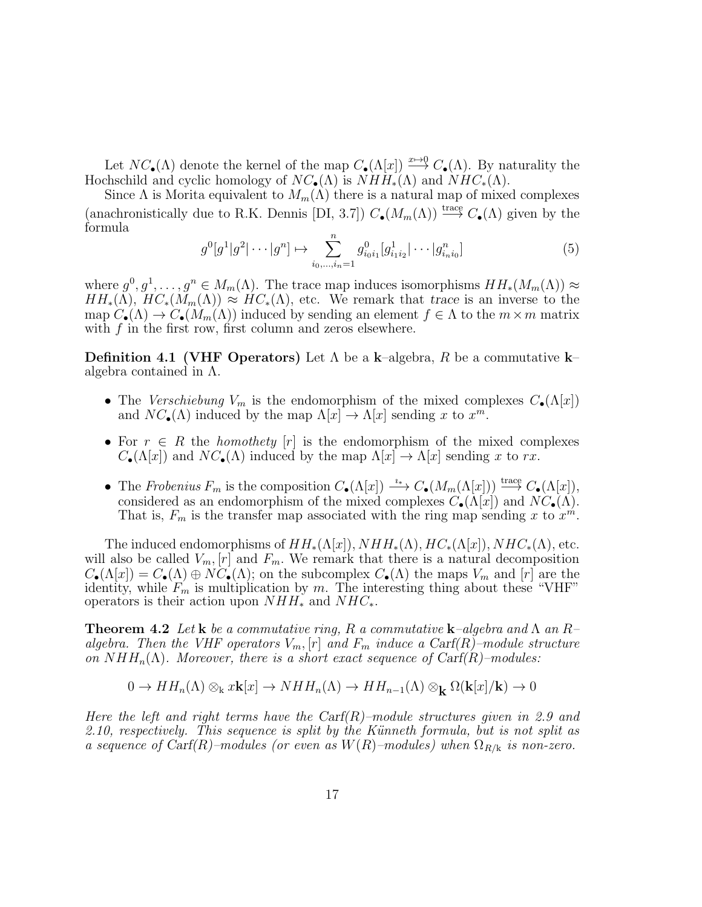Let $NC_\bullet(\Lambda)$ denote the kernel of the map $C_\bullet(\Lambda[x]) \xrightarrow{x\mapsto 0} C_\bullet(\Lambda)$. By naturality the Hochschild and cyclic homology of $NC_\bullet(\Lambda)$ is $NHH_*(\Lambda)$ and $NHC_*(\Lambda)$.

Since $\Lambda$ is Morita equivalent to $M_m(\Lambda)$ there is a natural map of mixed complexes (anachronistically due to R.K. Dennis [DI, 3.7]) $C_\bullet(M_m(\Lambda)) \xrightarrow{\text{trace}} C_\bullet(\Lambda)$ given by the formula

$$g^0[g^1|g^2|\cdots|g^n] \mapsto \sum_{i_0,\dots,i_n=1}^{n} g^0_{i_0 i_1}[g^1_{i_1 i_2}|\cdots|g^n_{i_n i_0}] \tag{5}$$

where $g^0, g^1, \dots, g^n \in M_m(\Lambda)$. The trace map induces isomorphisms $HH_*(M_m(\Lambda)) \approx HH_*(\Lambda)$, $HC_*(M_m(\Lambda)) \approx HC_*(\Lambda)$, etc. We remark that *trace* is an inverse to the map $C_\bullet(\Lambda) \to C_\bullet(M_m(\Lambda))$ induced by sending an element $f \in \Lambda$ to the $m\times m$ matrix with $f$ in the first row, first column and zeros elsewhere.

**Definition 4.1 (VHF Operators)** Let $\Lambda$ be a $\mathbf{k}$–algebra, $R$ be a commutative $\mathbf{k}$–algebra contained in $\Lambda$.

- The *Verschiebung* $V_m$ is the endomorphism of the mixed complexes $C_\bullet(\Lambda[x])$ and $NC_\bullet(\Lambda)$ induced by the map $\Lambda[x] \to \Lambda[x]$ sending $x$ to $x^m$.
- For $r \in R$ the *homothety* $[r]$ is the endomorphism of the mixed complexes $C_\bullet(\Lambda[x])$ and $NC_\bullet(\Lambda)$ induced by the map $\Lambda[x] \to \Lambda[x]$ sending $x$ to $rx$.
- The *Frobenius* $F_m$ is the composition $C_\bullet(\Lambda[x]) \xrightarrow{\iota_*} C_\bullet(M_m(\Lambda[x])) \xrightarrow{\text{trace}} C_\bullet(\Lambda[x])$, considered as an endomorphism of the mixed complexes $C_\bullet(\Lambda[x])$ and $NC_\bullet(\Lambda)$. That is, $F_m$ is the transfer map associated with the ring map sending $x$ to $x^m$.

The induced endomorphisms of $HH_*(\Lambda[x]), NHH_*(\Lambda), HC_*(\Lambda[x]), NHC_*(\Lambda)$, etc. will also be called $V_m, [r]$ and $F_m$. We remark that there is a natural decomposition $C_\bullet(\Lambda[x]) = C_\bullet(\Lambda) \oplus NC_\bullet(\Lambda)$; on the subcomplex $C_\bullet(\Lambda)$ the maps $V_m$ and $[r]$ are the identity, while $F_m$ is multiplication by $m$. The interesting thing about these "VHF" operators is their action upon $NHH_*$ and $NHC_*$.

**Theorem 4.2** *Let* $\mathbf{k}$ *be a commutative ring,* $R$ *a commutative* $\mathbf{k}$*–algebra and* $\Lambda$ *an* $R$*–algebra. Then the VHF operators* $V_m, [r]$ *and* $F_m$ *induce a* $\text{Carf}(R)$*–module structure on* $NHH_n(\Lambda)$*. Moreover, there is a short exact sequence of* $\text{Carf}(R)$*–modules:*

$$0 \to HH_n(\Lambda) \otimes_{\mathrm{k}} x\mathbf{k}[x] \to NHH_n(\Lambda) \to HH_{n-1}(\Lambda) \otimes_{\mathbf{k}} \Omega(\mathbf{k}[x]/\mathbf{k}) \to 0$$

*Here the left and right terms have the* $\text{Carf}(R)$*–module structures given in 2.9 and 2.10, respectively. This sequence is split by the Künneth formula, but is not split as a sequence of* $\text{Carf}(R)$*–modules (or even as* $W(R)$*–modules) when* $\Omega_{R/\mathrm{k}}$ *is non-zero.*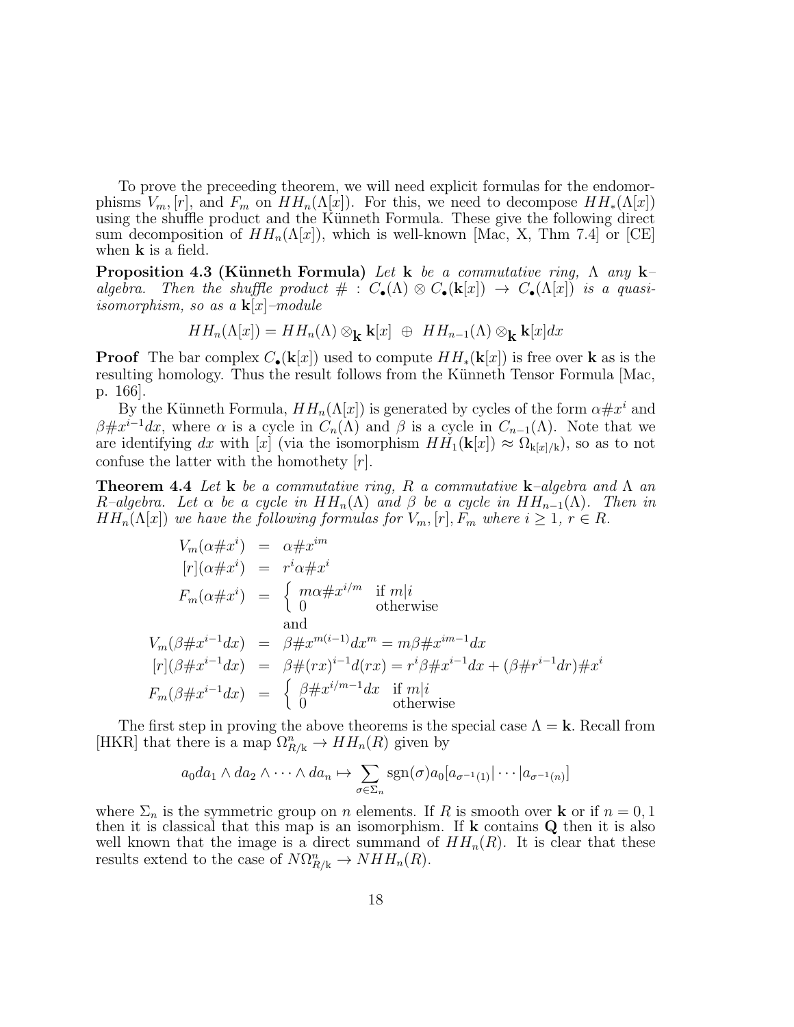To prove the preceeding theorem, we will need explicit formulas for the endomorphisms $V_m, [r]$, and $F_m$ on $HH_n(\Lambda[x])$. For this, we need to decompose $HH_*(\Lambda[x])$ using the shuffle product and the Künneth Formula. These give the following direct sum decomposition of $HH_n(\Lambda[x])$, which is well-known [Mac, X, Thm 7.4] or [CE] when $\mathbf{k}$ is a field.

**Proposition 4.3 (Künneth Formula)** *Let $\mathbf{k}$ be a commutative ring, $\Lambda$ any $\mathbf{k}$–algebra. Then the shuffle product $\# : C_\bullet(\Lambda) \otimes C_\bullet(\mathbf{k}[x]) \to C_\bullet(\Lambda[x])$ is a quasi-isomorphism, so as a $\mathbf{k}[x]$–module*

$$HH_n(\Lambda[x]) = HH_n(\Lambda) \otimes_{\mathbf{k}} \mathbf{k}[x] \ \oplus \ HH_{n-1}(\Lambda) \otimes_{\mathbf{k}} \mathbf{k}[x]dx$$

**Proof** The bar complex $C_\bullet(\mathbf{k}[x])$ used to compute $HH_*(\mathbf{k}[x])$ is free over $\mathbf{k}$ as is the resulting homology. Thus the result follows from the Künneth Tensor Formula [Mac, p. 166].

By the Künneth Formula, $HH_n(\Lambda[x])$ is generated by cycles of the form $\alpha \# x^i$ and $\beta \# x^{i-1}dx$, where $\alpha$ is a cycle in $C_n(\Lambda)$ and $\beta$ is a cycle in $C_{n-1}(\Lambda)$. Note that we are identifying $dx$ with $[x]$ (via the isomorphism $HH_1(\mathbf{k}[x]) \approx \Omega_{\mathrm{k}[x]/\mathrm{k}}$), so as to not confuse the latter with the homothety $[r]$.

**Theorem 4.4** *Let $\mathbf{k}$ be a commutative ring, $R$ a commutative $\mathbf{k}$–algebra and $\Lambda$ an $R$–algebra. Let $\alpha$ be a cycle in $HH_n(\Lambda)$ and $\beta$ be a cycle in $HH_{n-1}(\Lambda)$. Then in $HH_n(\Lambda[x])$ we have the following formulas for $V_m, [r], F_m$ where $i \geq 1$, $r \in R$.*

$$\begin{aligned}
V_m(\alpha \# x^i) &= \alpha \# x^{im} \\
[r](\alpha \# x^i) &= r^i \alpha \# x^i \\
F_m(\alpha \# x^i) &= \begin{cases} m\alpha \# x^{i/m} & \text{if } m|i \\ 0 & \text{otherwise} \end{cases} \\
&\text{and} \\
V_m(\beta \# x^{i-1}dx) &= \beta \# x^{m(i-1)}dx^m = m\beta \# x^{im-1}dx \\
[r](\beta \# x^{i-1}dx) &= \beta \# (rx)^{i-1}d(rx) = r^i \beta \# x^{i-1}dx + (\beta \# r^{i-1}dr) \# x^i \\
F_m(\beta \# x^{i-1}dx) &= \begin{cases} \beta \# x^{i/m-1}dx & \text{if } m|i \\ 0 & \text{otherwise} \end{cases}
\end{aligned}$$

The first step in proving the above theorems is the special case $\Lambda = \mathbf{k}$. Recall from [HKR] that there is a map $\Omega^n_{R/\mathrm{k}} \to HH_n(R)$ given by

$$a_0 da_1 \wedge da_2 \wedge \cdots \wedge da_n \mapsto \sum_{\sigma \in \Sigma_n} \operatorname{sgn}(\sigma) a_0 [a_{\sigma^{-1}(1)} | \cdots | a_{\sigma^{-1}(n)}]$$

where $\Sigma_n$ is the symmetric group on $n$ elements. If $R$ is smooth over $\mathbf{k}$ or if $n = 0, 1$ then it is classical that this map is an isomorphism. If $\mathbf{k}$ contains $\mathbf{Q}$ then it is also well known that the image is a direct summand of $HH_n(R)$. It is clear that these results extend to the case of $N\Omega^n_{R/\mathrm{k}} \to NHH_n(R)$.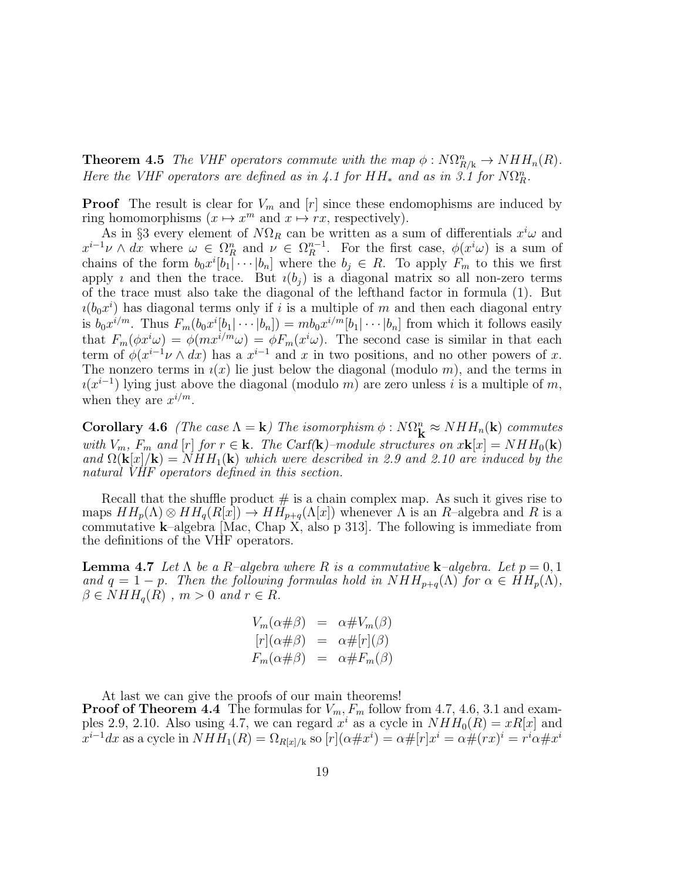**Theorem 4.5** *The VHF operators commute with the map $\phi : N\Omega^n_{R/\mathrm{k}} \to NHH_n(R)$. Here the VHF operators are defined as in 4.1 for $HH_*$ and as in 3.1 for $N\Omega^n_R$.*

**Proof** The result is clear for $V_m$ and $[r]$ since these endomophisms are induced by ring homomorphisms ($x \mapsto x^m$ and $x \mapsto rx$, respectively).

As in §3 every element of $N\Omega_R$ can be written as a sum of differentials $x^i\omega$ and $x^{i-1}\nu \wedge dx$ where $\omega \in \Omega^n_R$ and $\nu \in \Omega^{n-1}_R$. For the first case, $\phi(x^i\omega)$ is a sum of chains of the form $b_0x^i[b_1|\cdots|b_n]$ where the $b_j \in R$. To apply $F_m$ to this we first apply $\imath$ and then the trace. But $\imath(b_j)$ is a diagonal matrix so all non-zero terms of the trace must also take the diagonal of the lefthand factor in formula (1). But $\imath(b_0x^i)$ has diagonal terms only if $i$ is a multiple of $m$ and then each diagonal entry is $b_0x^{i/m}$. Thus $F_m(b_0x^i[b_1|\cdots|b_n]) = mb_0x^{i/m}[b_1|\cdots|b_n]$ from which it follows easily that $F_m(\phi x^i\omega) = \phi(mx^{i/m}\omega) = \phi F_m(x^i\omega)$. The second case is similar in that each term of $\phi(x^{i-1}\nu \wedge dx)$ has a $x^{i-1}$ and $x$ in two positions, and no other powers of $x$. The nonzero terms in $\imath(x)$ lie just below the diagonal (modulo $m$), and the terms in $\imath(x^{i-1})$ lying just above the diagonal (modulo $m$) are zero unless $i$ is a multiple of $m$, when they are $x^{i/m}$.

**Corollary 4.6** *(The case $\Lambda = \mathbf{k}$) The isomorphism $\phi : N\Omega^n_{\mathbf{k}} \approx NHH_n(\mathbf{k})$ commutes with $V_m$, $F_m$ and $[r]$ for $r \in \mathbf{k}$. The Carf($\mathbf{k}$)–module structures on $x\mathbf{k}[x] = NHH_0(\mathbf{k})$ and $\Omega(\mathbf{k}[x]/\mathbf{k}) = NHH_1(\mathbf{k})$ which were described in 2.9 and 2.10 are induced by the natural VHF operators defined in this section.*

Recall that the shuffle product # is a chain complex map. As such it gives rise to maps $HH_p(\Lambda) \otimes HH_q(R[x]) \to HH_{p+q}(\Lambda[x])$ whenever $\Lambda$ is an $R$–algebra and $R$ is a commutative $\mathbf{k}$–algebra [Mac, Chap X, also p 313]. The following is immediate from the definitions of the VHF operators.

**Lemma 4.7** *Let $\Lambda$ be a $R$–algebra where $R$ is a commutative $\mathbf{k}$–algebra. Let $p = 0, 1$ and $q = 1 - p$. Then the following formulas hold in $NHH_{p+q}(\Lambda)$ for $\alpha \in HH_p(\Lambda)$, $\beta \in NHH_q(R)$ , $m > 0$ and $r \in R$.*

$$
\begin{aligned}
V_m(\alpha\#\beta) &= \alpha\#V_m(\beta) \\
[r](\alpha\#\beta) &= \alpha\#[r](\beta) \\
F_m(\alpha\#\beta) &= \alpha\#F_m(\beta)
\end{aligned}
$$

At last we can give the proofs of our main theorems!

**Proof of Theorem 4.4** The formulas for $V_m, F_m$ follow from 4.7, 4.6, 3.1 and examples 2.9, 2.10. Also using 4.7, we can regard $x^i$ as a cycle in $NHH_0(R) = xR[x]$ and $x^{i-1}dx$ as a cycle in $NHH_1(R) = \Omega_{R[x]/\mathrm{k}}$ so $[r](\alpha\#x^i) = \alpha\#[r]x^i = \alpha\#(rx)^i = r^i\alpha\#x^i$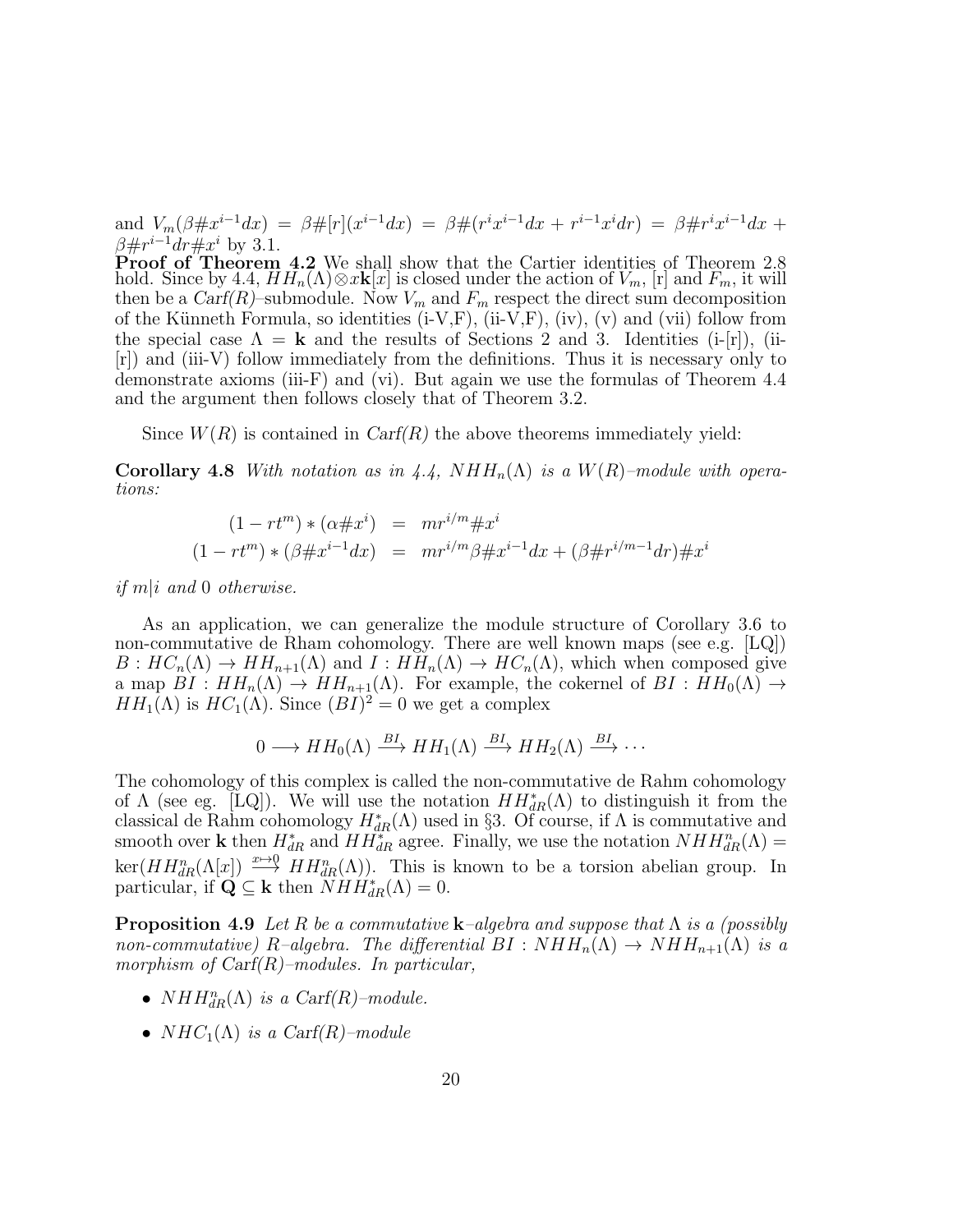and $V_m(\beta\#x^{i-1}dx) = \beta\#[r](x^{i-1}dx) = \beta\#(r^ix^{i-1}dx + r^{i-1}x^idr) = \beta\#r^ix^{i-1}dx + \beta\#r^{i-1}dr\#x^i$ by 3.1.

**Proof of Theorem 4.2** We shall show that the Cartier identities of Theorem 2.8 hold. Since by 4.4, $HH_n(\Lambda)\otimes x\mathbf{k}[x]$ is closed under the action of $V_m$, [r] and $F_m$, it will then be a *Carf(R)*–submodule. Now $V_m$ and $F_m$ respect the direct sum decomposition of the Künneth Formula, so identities (i-V,F), (ii-V,F), (iv), (v) and (vii) follow from the special case $\Lambda = \mathbf{k}$ and the results of Sections 2 and 3. Identities (i-[r]), (ii-[r]) and (iii-V) follow immediately from the definitions. Thus it is necessary only to demonstrate axioms (iii-F) and (vi). But again we use the formulas of Theorem 4.4 and the argument then follows closely that of Theorem 3.2.

Since $W(R)$ is contained in *Carf(R)* the above theorems immediately yield:

**Corollary 4.8** *With notation as in 4.4, $NHH_n(\Lambda)$ is a $W(R)$–module with operations:*

$$\begin{aligned}(1-rt^m)*(\alpha\#x^i) &= mr^{i/m}\#x^i\\ (1-rt^m)*(\beta\#x^{i-1}dx) &= mr^{i/m}\beta\#x^{i-1}dx + (\beta\#r^{i/m-1}dr)\#x^i\end{aligned}$$

*if $m|i$ and 0 otherwise.*

As an application, we can generalize the module structure of Corollary 3.6 to non-commutative de Rham cohomology. There are well known maps (see e.g. [LQ]) $B : HC_n(\Lambda) \to HH_{n+1}(\Lambda)$ and $I : HH_n(\Lambda) \to HC_n(\Lambda)$, which when composed give a map $BI : HH_n(\Lambda) \to HH_{n+1}(\Lambda)$. For example, the cokernel of $BI : HH_0(\Lambda) \to HH_1(\Lambda)$ is $HC_1(\Lambda)$. Since $(BI)^2 = 0$ we get a complex

$$0 \longrightarrow HH_0(\Lambda) \xrightarrow{BI} HH_1(\Lambda) \xrightarrow{BI} HH_2(\Lambda) \xrightarrow{BI} \cdots$$

The cohomology of this complex is called the non-commutative de Rahm cohomology of $\Lambda$ (see eg. [LQ]). We will use the notation $HH^*_{dR}(\Lambda)$ to distinguish it from the classical de Rahm cohomology $H^*_{dR}(\Lambda)$ used in §3. Of course, if $\Lambda$ is commutative and smooth over $\mathbf{k}$ then $H^*_{dR}$ and $HH^*_{dR}$ agree. Finally, we use the notation $NHH^n_{dR}(\Lambda) = \ker(HH^n_{dR}(\Lambda[x]) \xrightarrow{x\mapsto 0} HH^n_{dR}(\Lambda))$. This is known to be a torsion abelian group. In particular, if $\mathbf{Q} \subseteq \mathbf{k}$ then $NHH^*_{dR}(\Lambda) = 0$.

**Proposition 4.9** *Let $R$ be a commutative $\mathbf{k}$–algebra and suppose that $\Lambda$ is a (possibly non-commutative) $R$–algebra. The differential $BI : NHH_n(\Lambda) \to NHH_{n+1}(\Lambda)$ is a morphism of Carf(R)–modules. In particular,*

- *$NHH^n_{dR}(\Lambda)$ is a Carf(R)–module.*
- *$NHC_1(\Lambda)$ is a Carf(R)–module*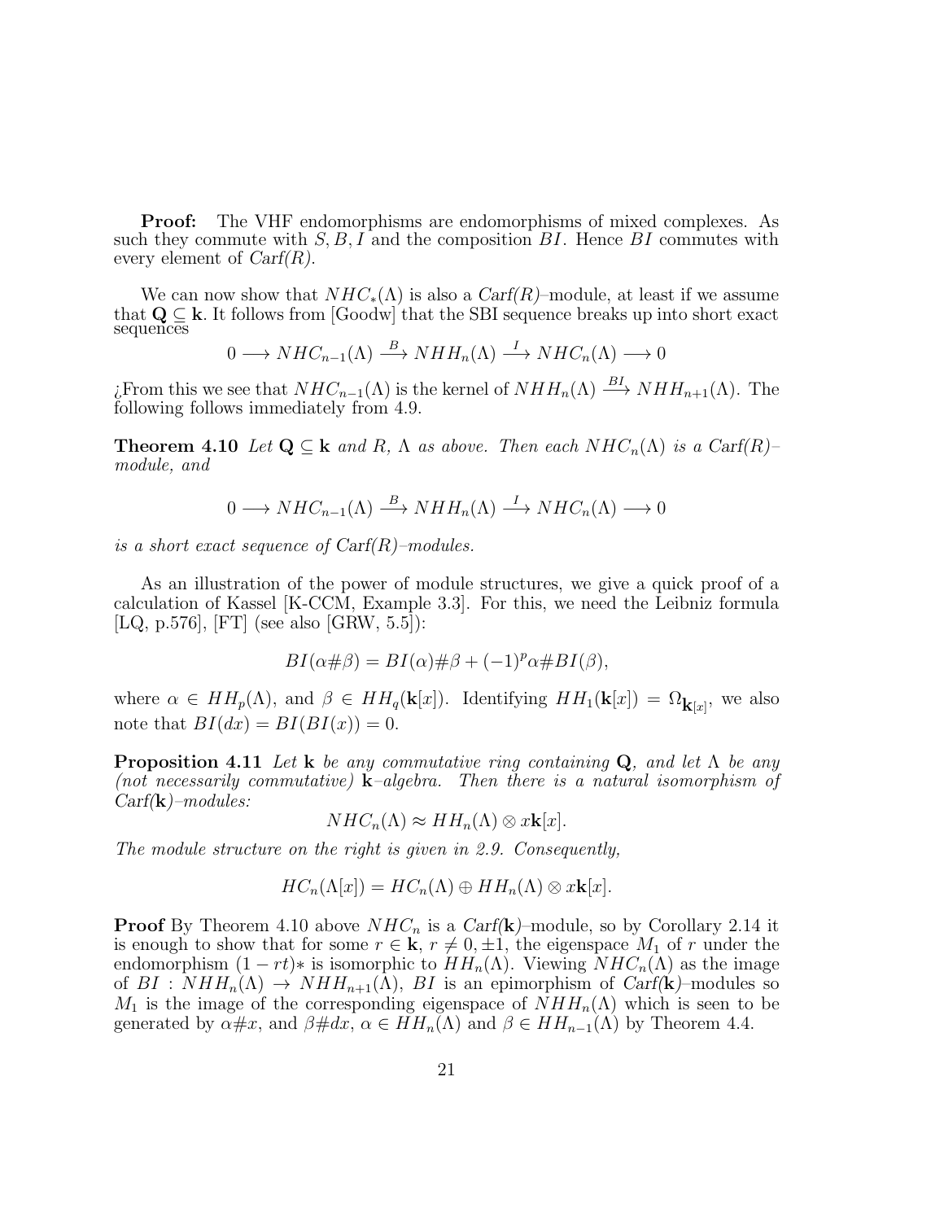**Proof:** The VHF endomorphisms are endomorphisms of mixed complexes. As such they commute with $S, B, I$ and the composition $BI$. Hence $BI$ commutes with every element of *Carf(R)*.

We can now show that $NHC_*(\Lambda)$ is also a *Carf(R)*–module, at least if we assume that $\mathbf{Q} \subseteq \mathbf{k}$. It follows from [Goodw] that the SBI sequence breaks up into short exact sequences

$$0 \longrightarrow NHC_{n-1}(\Lambda) \xrightarrow{B} NHH_n(\Lambda) \xrightarrow{I} NHC_n(\Lambda) \longrightarrow 0$$

¿From this we see that $NHC_{n-1}(\Lambda)$ is the kernel of $NHH_n(\Lambda) \xrightarrow{BI} NHH_{n+1}(\Lambda)$. The following follows immediately from 4.9.

**Theorem 4.10** *Let $\mathbf{Q} \subseteq \mathbf{k}$ and $R$, $\Lambda$ as above. Then each $NHC_n(\Lambda)$ is a Carf(R)–module, and*

$$0 \longrightarrow NHC_{n-1}(\Lambda) \xrightarrow{B} NHH_n(\Lambda) \xrightarrow{I} NHC_n(\Lambda) \longrightarrow 0$$

*is a short exact sequence of Carf(R)–modules.*

As an illustration of the power of module structures, we give a quick proof of a calculation of Kassel [K-CCM, Example 3.3]. For this, we need the Leibniz formula [LQ, p.576], [FT] (see also [GRW, 5.5]):

$$BI(\alpha \# \beta) = BI(\alpha) \# \beta + (-1)^p \alpha \# BI(\beta),$$

where $\alpha \in HH_p(\Lambda)$, and $\beta \in HH_q(\mathbf{k}[x])$. Identifying $HH_1(\mathbf{k}[x]) = \Omega_{\mathbf{k}[x]}$, we also note that $BI(dx) = BI(BI(x)) = 0$.

**Proposition 4.11** *Let $\mathbf{k}$ be any commutative ring containing $\mathbf{Q}$, and let $\Lambda$ be any (not necessarily commutative) $\mathbf{k}$–algebra. Then there is a natural isomorphism of Carf($\mathbf{k}$)–modules:*

$$NHC_n(\Lambda) \approx HH_n(\Lambda) \otimes x\mathbf{k}[x].$$

*The module structure on the right is given in 2.9. Consequently,*

$$HC_n(\Lambda[x]) = HC_n(\Lambda) \oplus HH_n(\Lambda) \otimes x\mathbf{k}[x].$$

**Proof** By Theorem 4.10 above $NHC_n$ is a *Carf*($\mathbf{k}$)–module, so by Corollary 2.14 it is enough to show that for some $r \in \mathbf{k}$, $r \neq 0, \pm 1$, the eigenspace $M_1$ of $r$ under the endomorphism $(1 - rt)*$ is isomorphic to $HH_n(\Lambda)$. Viewing $NHC_n(\Lambda)$ as the image of $BI : NHH_n(\Lambda) \to NHH_{n+1}(\Lambda)$, $BI$ is an epimorphism of *Carf*($\mathbf{k}$)–modules so $M_1$ is the image of the corresponding eigenspace of $NHH_n(\Lambda)$ which is seen to be generated by $\alpha \# x$, and $\beta \# dx$, $\alpha \in HH_n(\Lambda)$ and $\beta \in HH_{n-1}(\Lambda)$ by Theorem 4.4.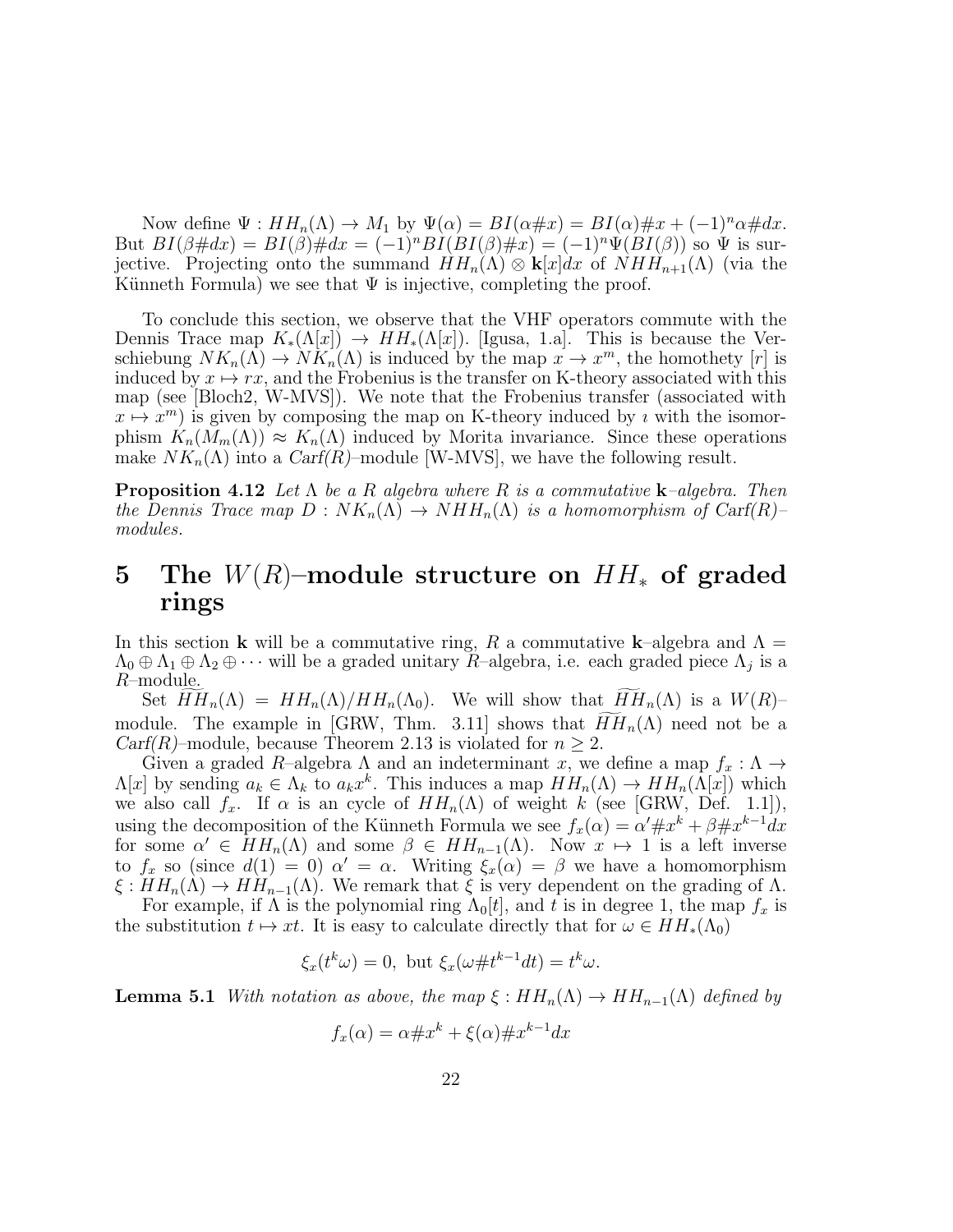Now define $\Psi : HH_n(\Lambda) \to M_1$ by $\Psi(\alpha) = BI(\alpha\#x) = BI(\alpha)\#x + (-1)^n\alpha\#dx$. But $BI(\beta\#dx) = BI(\beta)\#dx = (-1)^n BI(BI(\beta)\#x) = (-1)^n\Psi(BI(\beta))$ so $\Psi$ is surjective. Projecting onto the summand $HH_n(\Lambda) \otimes \mathbf{k}[x]dx$ of $NHH_{n+1}(\Lambda)$ (via the Künneth Formula) we see that $\Psi$ is injective, completing the proof.

To conclude this section, we observe that the VHF operators commute with the Dennis Trace map $K_*(\Lambda[x]) \to HH_*(\Lambda[x])$. [Igusa, 1.a]. This is because the Verschiebung $NK_n(\Lambda) \to NK_n(\Lambda)$ is induced by the map $x \to x^m$, the homothety $[r]$ is induced by $x \mapsto rx$, and the Frobenius is the transfer on K-theory associated with this map (see [Bloch2, W-MVS]). We note that the Frobenius transfer (associated with $x \mapsto x^m$) is given by composing the map on K-theory induced by $\imath$ with the isomorphism $K_n(M_m(\Lambda)) \approx K_n(\Lambda)$ induced by Morita invariance. Since these operations make $NK_n(\Lambda)$ into a *Carf(R)*–module [W-MVS], we have the following result.

**Proposition 4.12** *Let $\Lambda$ be a $R$ algebra where $R$ is a commutative $\mathbf{k}$–algebra. Then the Dennis Trace map $D : NK_n(\Lambda) \to NHH_n(\Lambda)$ is a homomorphism of Carf(R)–modules.*

# 5 The $W(R)$–module structure on $HH_*$ of graded rings

In this section $\mathbf{k}$ will be a commutative ring, $R$ a commutative $\mathbf{k}$–algebra and $\Lambda = \Lambda_0 \oplus \Lambda_1 \oplus \Lambda_2 \oplus \cdots$ will be a graded unitary $R$–algebra, i.e. each graded piece $\Lambda_j$ is a $R$–module.

Set $\widetilde{HH}_n(\Lambda) = HH_n(\Lambda)/HH_n(\Lambda_0)$. We will show that $\widetilde{HH}_n(\Lambda)$ is a $W(R)$–module. The example in [GRW, Thm. 3.11] shows that $\widetilde{HH}_n(\Lambda)$ need not be a *Carf(R)*–module, because Theorem 2.13 is violated for $n \geq 2$.

Given a graded $R$–algebra $\Lambda$ and an indeterminant $x$, we define a map $f_x : \Lambda \to \Lambda[x]$ by sending $a_k \in \Lambda_k$ to $a_k x^k$. This induces a map $HH_n(\Lambda) \to HH_n(\Lambda[x])$ which we also call $f_x$. If $\alpha$ is an cycle of $HH_n(\Lambda)$ of weight $k$ (see [GRW, Def. 1.1]), using the decomposition of the Künneth Formula we see $f_x(\alpha) = \alpha'\#x^k + \beta\#x^{k-1}dx$ for some $\alpha' \in HH_n(\Lambda)$ and some $\beta \in HH_{n-1}(\Lambda)$. Now $x \mapsto 1$ is a left inverse to $f_x$ so (since $d(1) = 0$) $\alpha' = \alpha$. Writing $\xi_x(\alpha) = \beta$ we have a homomorphism $\xi : HH_n(\Lambda) \to HH_{n-1}(\Lambda)$. We remark that $\xi$ is very dependent on the grading of $\Lambda$.

For example, if $\Lambda$ is the polynomial ring $\Lambda_0[t]$, and $t$ is in degree 1, the map $f_x$ is the substitution $t \mapsto xt$. It is easy to calculate directly that for $\omega \in HH_*(\Lambda_0)$

$$\xi_x(t^k\omega) = 0, \text{ but } \xi_x(\omega\#t^{k-1}dt) = t^k\omega.$$

**Lemma 5.1** *With notation as above, the map $\xi : HH_n(\Lambda) \to HH_{n-1}(\Lambda)$ defined by*

$$f_x(\alpha) = \alpha\#x^k + \xi(\alpha)\#x^{k-1}dx$$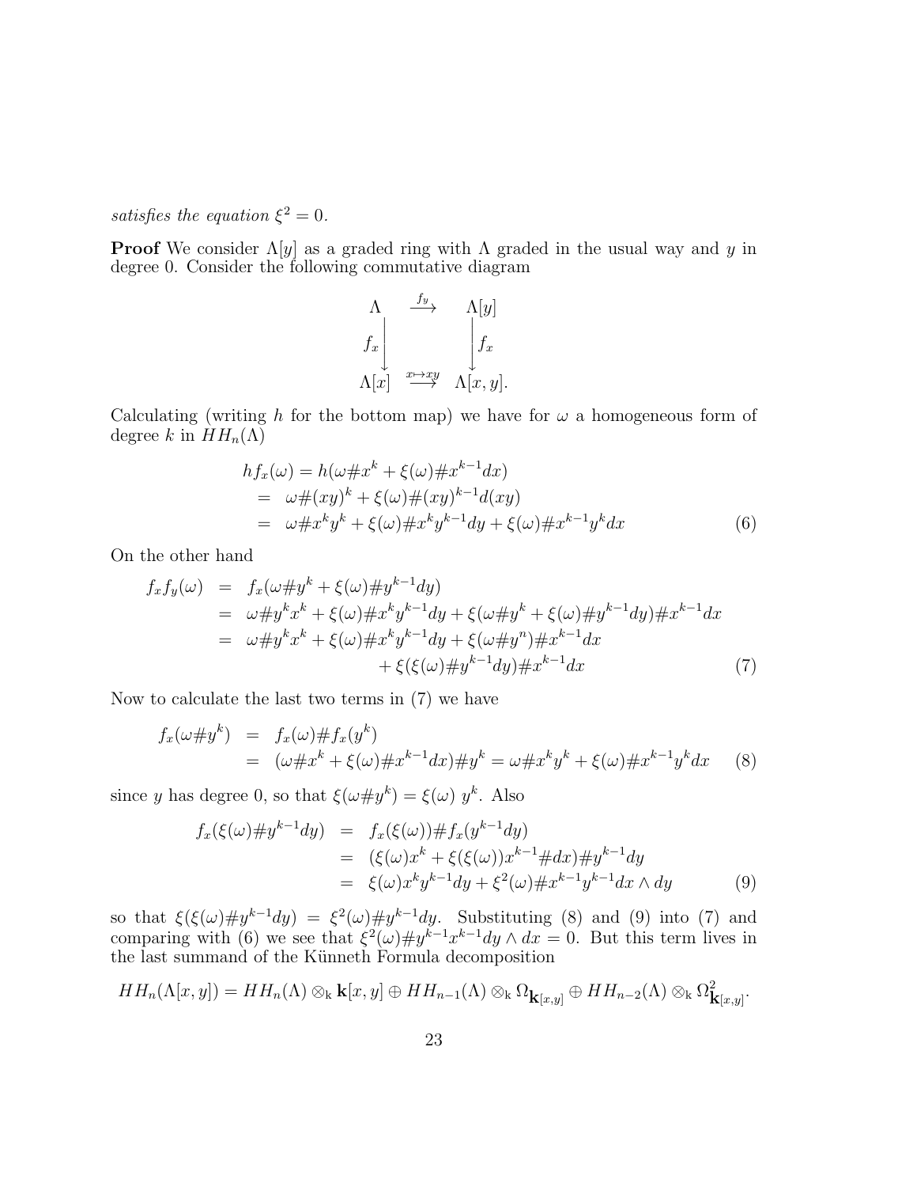*satisfies the equation* $\xi^2 = 0$.

**Proof** We consider $\Lambda[y]$ as a graded ring with $\Lambda$ graded in the usual way and $y$ in degree 0. Consider the following commutative diagram

$$\begin{array}{ccc}
\Lambda & \xrightarrow{f_y} & \Lambda[y] \\
{\scriptstyle f_x}\downarrow & & \downarrow{\scriptstyle f_x} \\
\Lambda[x] & \xrightarrow{x \mapsto xy} & \Lambda[x,y].
\end{array}$$

Calculating (writing $h$ for the bottom map) we have for $\omega$ a homogeneous form of degree $k$ in $HH_n(\Lambda)$

$$\begin{aligned}
hf_x(\omega) &= h(\omega \# x^k + \xi(\omega) \# x^{k-1} dx) \\
&= \omega \# (xy)^k + \xi(\omega) \# (xy)^{k-1} d(xy) \\
&= \omega \# x^k y^k + \xi(\omega) \# x^k y^{k-1} dy + \xi(\omega) \# x^{k-1} y^k dx
\end{aligned} \tag{6}$$

On the other hand

$$\begin{aligned}
f_x f_y(\omega) &= f_x(\omega \# y^k + \xi(\omega) \# y^{k-1} dy) \\
&= \omega \# y^k x^k + \xi(\omega) \# x^k y^{k-1} dy + \xi(\omega \# y^k + \xi(\omega) \# y^{k-1} dy) \# x^{k-1} dx \\
&= \omega \# y^k x^k + \xi(\omega) \# x^k y^{k-1} dy + \xi(\omega \# y^n) \# x^{k-1} dx \\
&\qquad\qquad + \xi(\xi(\omega) \# y^{k-1} dy) \# x^{k-1} dx
\end{aligned} \tag{7}$$

Now to calculate the last two terms in (7) we have

$$\begin{aligned}
f_x(\omega \# y^k) &= f_x(\omega) \# f_x(y^k) \\
&= (\omega \# x^k + \xi(\omega) \# x^{k-1} dx) \# y^k = \omega \# x^k y^k + \xi(\omega) \# x^{k-1} y^k dx
\end{aligned} \tag{8}$$

since $y$ has degree 0, so that $\xi(\omega \# y^k) = \xi(\omega)\ y^k$. Also

$$\begin{aligned}
f_x(\xi(\omega) \# y^{k-1} dy) &= f_x(\xi(\omega)) \# f_x(y^{k-1} dy) \\
&= (\xi(\omega) x^k + \xi(\xi(\omega)) x^{k-1} \# dx) \# y^{k-1} dy \\
&= \xi(\omega) x^k y^{k-1} dy + \xi^2(\omega) \# x^{k-1} y^{k-1} dx \wedge dy
\end{aligned} \tag{9}$$

so that $\xi(\xi(\omega) \# y^{k-1} dy) = \xi^2(\omega) \# y^{k-1} dy$. Substituting (8) and (9) into (7) and comparing with (6) we see that $\xi^2(\omega) \# y^{k-1} x^{k-1} dy \wedge dx = 0$. But this term lives in the last summand of the Künneth Formula decomposition

$$HH_n(\Lambda[x,y]) = HH_n(\Lambda) \otimes_{\mathrm{k}} \mathbf{k}[x,y] \oplus HH_{n-1}(\Lambda) \otimes_{\mathrm{k}} \Omega_{\mathbf{k}[x,y]} \oplus HH_{n-2}(\Lambda) \otimes_{\mathrm{k}} \Omega^2_{\mathbf{k}[x,y]}.$$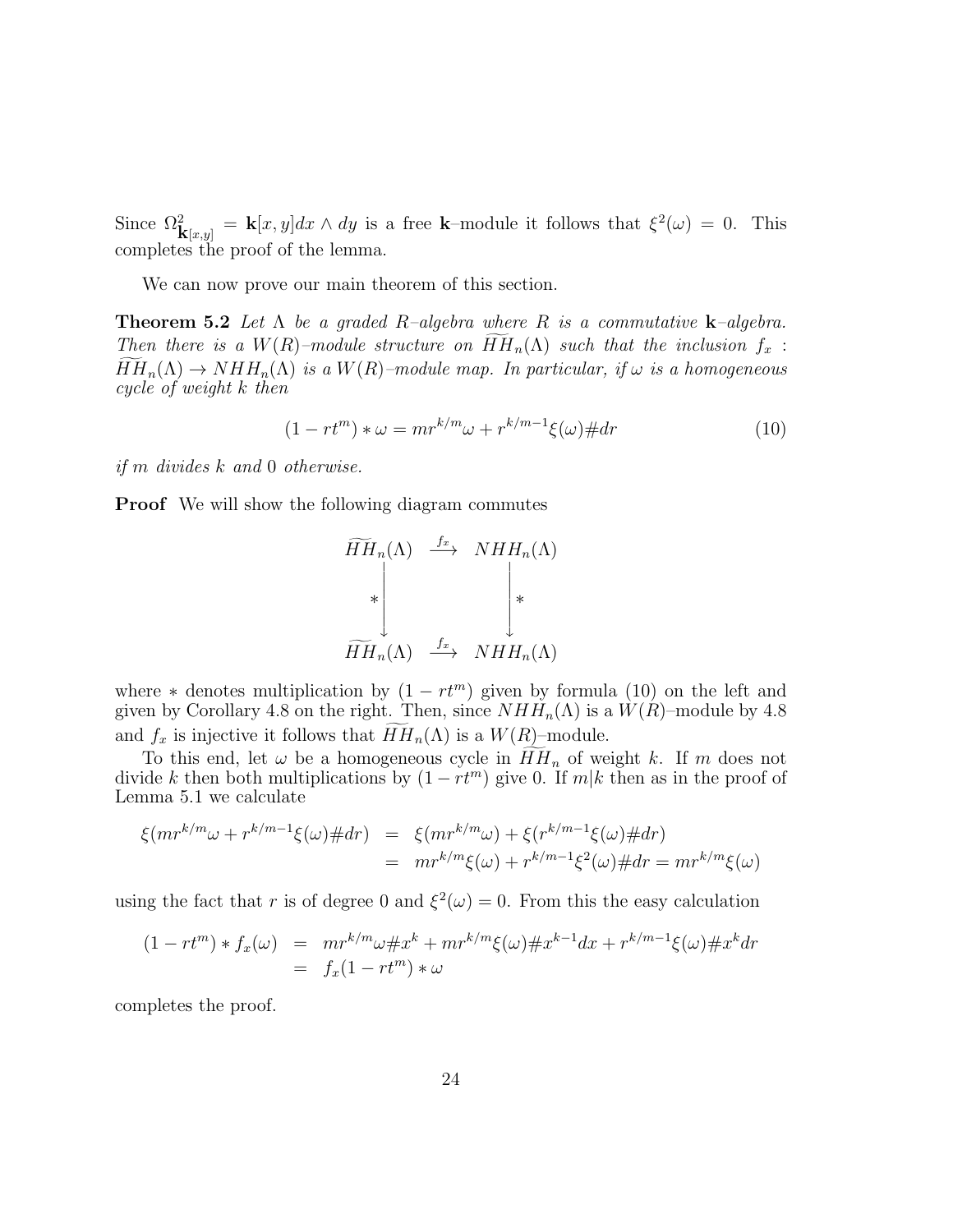Since $\Omega^2_{\mathbf{k}[x,y]} = \mathbf{k}[x,y]dx \wedge dy$ is a free $\mathbf{k}$–module it follows that $\xi^2(\omega) = 0$. This completes the proof of the lemma.

We can now prove our main theorem of this section.

**Theorem 5.2** *Let $\Lambda$ be a graded $R$–algebra where $R$ is a commutative $\mathbf{k}$–algebra. Then there is a $W(R)$–module structure on $\widetilde{HH}_n(\Lambda)$ such that the inclusion $f_x : \widetilde{HH}_n(\Lambda) \to NHH_n(\Lambda)$ is a $W(R)$–module map. In particular, if $\omega$ is a homogeneous cycle of weight $k$ then*

$$(1 - rt^m) * \omega = mr^{k/m}\omega + r^{k/m-1}\xi(\omega)\#dr \tag{10}$$

*if $m$ divides $k$ and $0$ otherwise.*

**Proof** We will show the following diagram commutes

$$\begin{array}{ccc}
\widetilde{HH}_n(\Lambda) & \xrightarrow{f_x} & NHH_n(\Lambda) \\
\Big\downarrow * & & \Big\downarrow * \\
\widetilde{HH}_n(\Lambda) & \xrightarrow{f_x} & NHH_n(\Lambda)
\end{array}$$

where $*$ denotes multiplication by $(1 - rt^m)$ given by formula (10) on the left and given by Corollary 4.8 on the right. Then, since $NHH_n(\Lambda)$ is a $W(R)$–module by 4.8 and $f_x$ is injective it follows that $\widetilde{HH}_n(\Lambda)$ is a $W(R)$–module.

To this end, let $\omega$ be a homogeneous cycle in $\widetilde{HH}_n$ of weight $k$. If $m$ does not divide $k$ then both multiplications by $(1 - rt^m)$ give 0. If $m|k$ then as in the proof of Lemma 5.1 we calculate

$$\begin{aligned}
\xi(mr^{k/m}\omega + r^{k/m-1}\xi(\omega)\#dr) &= \xi(mr^{k/m}\omega) + \xi(r^{k/m-1}\xi(\omega)\#dr) \\
&= mr^{k/m}\xi(\omega) + r^{k/m-1}\xi^2(\omega)\#dr = mr^{k/m}\xi(\omega)
\end{aligned}$$

using the fact that $r$ is of degree 0 and $\xi^2(\omega) = 0$. From this the easy calculation

$$\begin{aligned}
(1 - rt^m) * f_x(\omega) &= mr^{k/m}\omega\#x^k + mr^{k/m}\xi(\omega)\#x^{k-1}dx + r^{k/m-1}\xi(\omega)\#x^k dr \\
&= f_x(1 - rt^m) * \omega
\end{aligned}$$

completes the proof.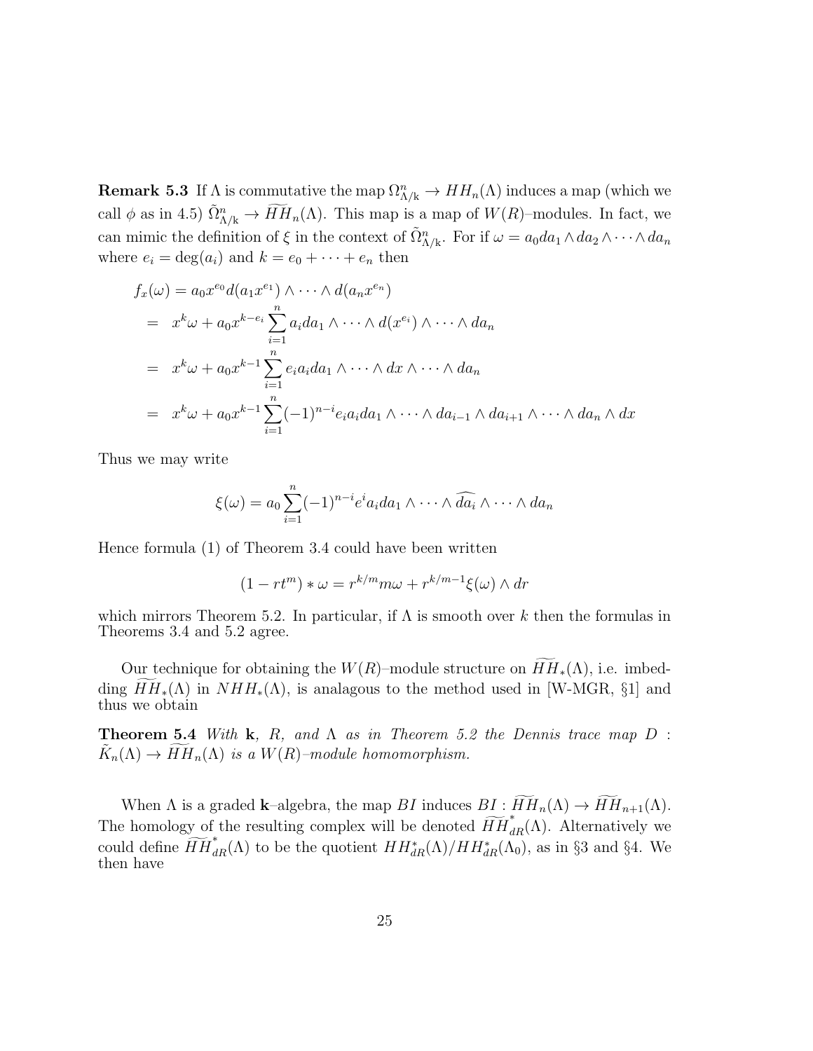**Remark 5.3** If $\Lambda$ is commutative the map $\Omega^n_{\Lambda/\mathrm{k}} \to HH_n(\Lambda)$ induces a map (which we call $\phi$ as in 4.5) $\tilde{\Omega}^n_{\Lambda/\mathrm{k}} \to \widetilde{HH}_n(\Lambda)$. This map is a map of $W(R)$–modules. In fact, we can mimic the definition of $\xi$ in the context of $\tilde{\Omega}^n_{\Lambda/\mathrm{k}}$. For if $\omega = a_0 da_1 \wedge da_2 \wedge \cdots \wedge da_n$ where $e_i = \deg(a_i)$ and $k = e_0 + \cdots + e_n$ then

$$
\begin{aligned}
f_x(\omega) &= a_0 x^{e_0} d(a_1 x^{e_1}) \wedge \cdots \wedge d(a_n x^{e_n}) \\
&= \; x^k \omega + a_0 x^{k-e_i} \sum_{i=1}^{n} a_i da_1 \wedge \cdots \wedge d(x^{e_i}) \wedge \cdots \wedge da_n \\
&= \; x^k \omega + a_0 x^{k-1} \sum_{i=1}^{n} e_i a_i da_1 \wedge \cdots \wedge dx \wedge \cdots \wedge da_n \\
&= \; x^k \omega + a_0 x^{k-1} \sum_{i=1}^{n} (-1)^{n-i} e_i a_i da_1 \wedge \cdots \wedge da_{i-1} \wedge da_{i+1} \wedge \cdots \wedge da_n \wedge dx
\end{aligned}
$$

Thus we may write

$$
\xi(\omega) = a_0 \sum_{i=1}^{n} (-1)^{n-i} e^i a_i da_1 \wedge \cdots \wedge \widehat{da_i} \wedge \cdots \wedge da_n
$$

Hence formula (1) of Theorem 3.4 could have been written

$$
(1 - rt^m) * \omega = r^{k/m} m\omega + r^{k/m-1} \xi(\omega) \wedge dr
$$

which mirrors Theorem 5.2. In particular, if $\Lambda$ is smooth over $k$ then the formulas in Theorems 3.4 and 5.2 agree.

Our technique for obtaining the $W(R)$–module structure on $\widetilde{HH}_*(\Lambda)$, i.e. imbedding $\widetilde{HH}_*(\Lambda)$ in $NHH_*(\Lambda)$, is analagous to the method used in [W-MGR, §1] and thus we obtain

**Theorem 5.4** *With* $\mathbf{k}$*,* $R$*, and* $\Lambda$ *as in Theorem 5.2 the Dennis trace map* $D : \tilde{K}_n(\Lambda) \to \widetilde{HH}_n(\Lambda)$ *is a* $W(R)$*–module homomorphism.*

When $\Lambda$ is a graded $\mathbf{k}$–algebra, the map $BI$ induces $BI : \widetilde{HH}_n(\Lambda) \to \widetilde{HH}_{n+1}(\Lambda)$. The homology of the resulting complex will be denoted $\widetilde{HH}^*_{dR}(\Lambda)$. Alternatively we could define $\widetilde{HH}^*_{dR}(\Lambda)$ to be the quotient $HH^*_{dR}(\Lambda)/HH^*_{dR}(\Lambda_0)$, as in §3 and §4. We then have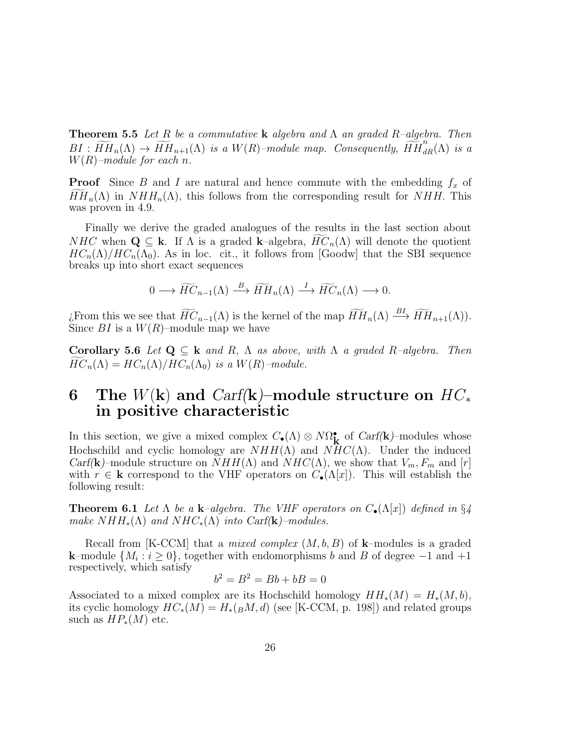**Theorem 5.5** *Let $R$ be a commutative* $\mathbf{k}$ *algebra and $\Lambda$ an graded $R$–algebra. Then $BI : \widetilde{HH}_n(\Lambda) \to \widetilde{HH}_{n+1}(\Lambda)$ is a $W(R)$–module map. Consequently, $\widetilde{HH}^n_{dR}(\Lambda)$ is a $W(R)$–module for each $n$.*

**Proof** Since $B$ and $I$ are natural and hence commute with the embedding $f_x$ of $\widetilde{HH}_n(\Lambda)$ in $NHH_n(\Lambda)$, this follows from the corresponding result for $NHH$. This was proven in 4.9.

Finally we derive the graded analogues of the results in the last section about $NHC$ when $\mathbf{Q} \subseteq \mathbf{k}$. If $\Lambda$ is a graded $\mathbf{k}$–algebra, $\widetilde{HC}_n(\Lambda)$ will denote the quotient $HC_n(\Lambda)/HC_n(\Lambda_0)$. As in loc. cit., it follows from [Goodw] that the SBI sequence breaks up into short exact sequences

$$0 \longrightarrow \widetilde{HC}_{n-1}(\Lambda) \xrightarrow{B} \widetilde{HH}_n(\Lambda) \xrightarrow{I} \widetilde{HC}_n(\Lambda) \longrightarrow 0.$$

¿From this we see that $\widetilde{HC}_{n-1}(\Lambda)$ is the kernel of the map $\widetilde{HH}_n(\Lambda) \xrightarrow{BI} \widetilde{HH}_{n+1}(\Lambda)$). Since $BI$ is a $W(R)$–module map we have

**Corollary 5.6** *Let $\mathbf{Q} \subseteq \mathbf{k}$ and $R$, $\Lambda$ as above, with $\Lambda$ a graded $R$–algebra. Then $\widetilde{HC}_n(\Lambda) = HC_n(\Lambda)/HC_n(\Lambda_0)$ is a $W(R)$–module.*

# 6 The $W(\mathbf{k})$ and *Carf*($\mathbf{k}$)–module structure on $HC_*$ in positive characteristic

In this section, we give a mixed complex $C_\bullet(\Lambda) \otimes N\Omega^\bullet_{\mathbf{k}}$ of *Carf*($\mathbf{k}$)–modules whose Hochschild and cyclic homology are $NHH(\Lambda)$ and $NHC(\Lambda)$. Under the induced *Carf*($\mathbf{k}$)–module structure on $NHH(\Lambda)$ and $NHC(\Lambda)$, we show that $V_m, F_m$ and $[r]$ with $r \in \mathbf{k}$ correspond to the VHF operators on $C_\bullet(\Lambda[x])$. This will establish the following result:

**Theorem 6.1** *Let $\Lambda$ be a $\mathbf{k}$–algebra. The VHF operators on $C_\bullet(\Lambda[x])$ defined in §4 make $NHH_*(\Lambda)$ and $NHC_*(\Lambda)$ into Carf($\mathbf{k}$)–modules.*

Recall from [K-CCM] that a *mixed complex* $(M, b, B)$ of $\mathbf{k}$–modules is a graded $\mathbf{k}$–module $\{M_i : i \geq 0\}$, together with endomorphisms $b$ and $B$ of degree $-1$ and $+1$ respectively, which satisfy

$$b^2 = B^2 = Bb + bB = 0$$

Associated to a mixed complex are its Hochschild homology $HH_*(M) = H_*(M, b)$, its cyclic homology $HC_*(M) = H_*({}_BM, d)$ (see [K-CCM, p. 198]) and related groups such as $HP_*(M)$ etc.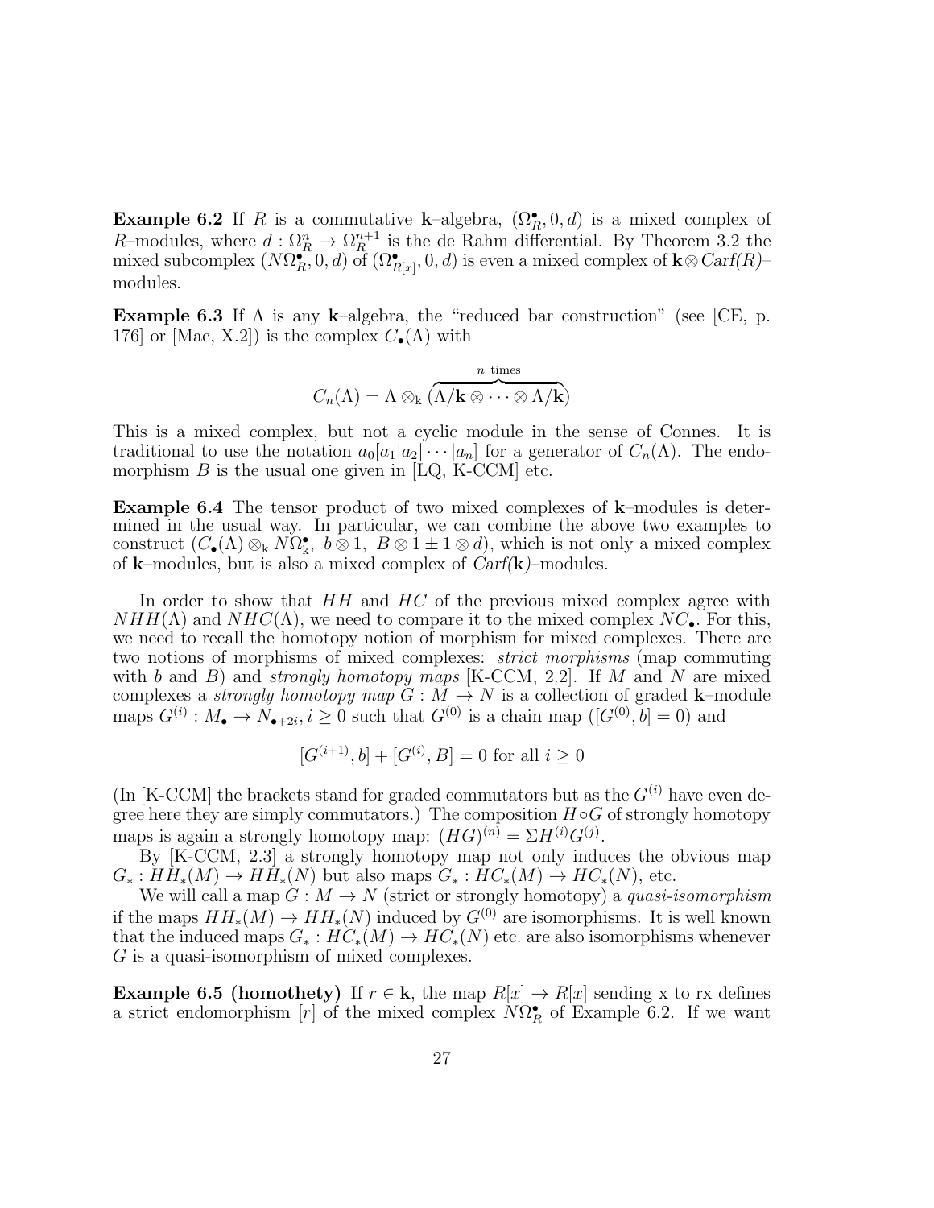**Example 6.2** If $R$ is a commutative $\mathbf{k}$–algebra, $(\Omega_R^\bullet, 0, d)$ is a mixed complex of $R$–modules, where $d : \Omega_R^n \to \Omega_R^{n+1}$ is the de Rahm differential. By Theorem 3.2 the mixed subcomplex $(N\Omega_R^\bullet, 0, d)$ of $(\Omega_{R[x]}^\bullet, 0, d)$ is even a mixed complex of $\mathbf{k} \otimes \mathit{Carf}(R)$–modules.

**Example 6.3** If $\Lambda$ is any $\mathbf{k}$–algebra, the "reduced bar construction" (see [CE, p. 176] or [Mac, X.2]) is the complex $C_\bullet(\Lambda)$ with

$$C_n(\Lambda) = \Lambda \otimes_{\mathrm{k}} (\overbrace{\Lambda/\mathbf{k} \otimes \cdots \otimes \Lambda/\mathbf{k}}^{n \text{ times}})$$

This is a mixed complex, but not a cyclic module in the sense of Connes. It is traditional to use the notation $a_0[a_1|a_2|\cdots|a_n]$ for a generator of $C_n(\Lambda)$. The endomorphism $B$ is the usual one given in [LQ, K-CCM] etc.

**Example 6.4** The tensor product of two mixed complexes of $\mathbf{k}$–modules is determined in the usual way. In particular, we can combine the above two examples to construct $(C_\bullet(\Lambda) \otimes_{\mathrm{k}} N\Omega_{\mathrm{k}}^\bullet,\ b \otimes 1,\ B \otimes 1 \pm 1 \otimes d)$, which is not only a mixed complex of $\mathbf{k}$–modules, but is also a mixed complex of $\mathit{Carf}(\mathbf{k})$–modules.

In order to show that $HH$ and $HC$ of the previous mixed complex agree with $NHH(\Lambda)$ and $NHC(\Lambda)$, we need to compare it to the mixed complex $NC_\bullet$. For this, we need to recall the homotopy notion of morphism for mixed complexes. There are two notions of morphisms of mixed complexes: *strict morphisms* (map commuting with $b$ and $B$) and *strongly homotopy maps* [K-CCM, 2.2]. If $M$ and $N$ are mixed complexes a *strongly homotopy map* $G : M \to N$ is a collection of graded $\mathbf{k}$–module maps $G^{(i)} : M_\bullet \to N_{\bullet+2i}, i \geq 0$ such that $G^{(0)}$ is a chain map ($[G^{(0)}, b] = 0$) and

$$[G^{(i+1)}, b] + [G^{(i)}, B] = 0 \text{ for all } i \geq 0$$

(In [K-CCM] the brackets stand for graded commutators but as the $G^{(i)}$ have even degree here they are simply commutators.) The composition $H \circ G$ of strongly homotopy maps is again a strongly homotopy map: $(HG)^{(n)} = \Sigma H^{(i)} G^{(j)}$.

By [K-CCM, 2.3] a strongly homotopy map not only induces the obvious map $G_* : HH_*(M) \to HH_*(N)$ but also maps $G_* : HC_*(M) \to HC_*(N)$, etc.

We will call a map $G : M \to N$ (strict or strongly homotopy) a *quasi-isomorphism* if the maps $HH_*(M) \to HH_*(N)$ induced by $G^{(0)}$ are isomorphisms. It is well known that the induced maps $G_* : HC_*(M) \to HC_*(N)$ etc. are also isomorphisms whenever $G$ is a quasi-isomorphism of mixed complexes.

**Example 6.5 (homothety)** If $r \in \mathbf{k}$, the map $R[x] \to R[x]$ sending x to rx defines a strict endomorphism $[r]$ of the mixed complex $N\Omega_R^\bullet$ of Example 6.2. If we want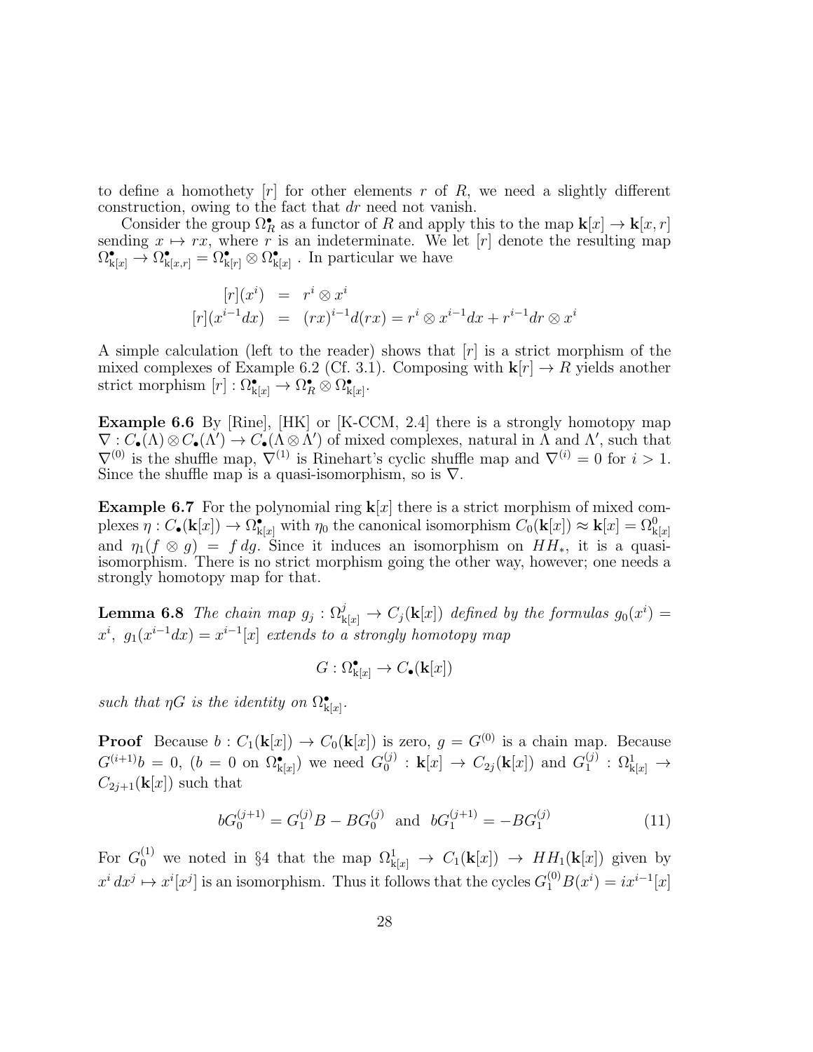to define a homothety $[r]$ for other elements $r$ of $R$, we need a slightly different construction, owing to the fact that $dr$ need not vanish.

Consider the group $\Omega^\bullet_R$ as a functor of $R$ and apply this to the map $\mathbf{k}[x] \to \mathbf{k}[x, r]$ sending $x \mapsto rx$, where $r$ is an indeterminate. We let $[r]$ denote the resulting map $\Omega^\bullet_{\mathbf{k}[x]} \to \Omega^\bullet_{\mathbf{k}[x,r]} = \Omega^\bullet_{\mathbf{k}[r]} \otimes \Omega^\bullet_{\mathbf{k}[x]}$ . In particular we have

$$
\begin{aligned}
[r](x^i) &= r^i \otimes x^i \\
[r](x^{i-1}dx) &= (rx)^{i-1}d(rx) = r^i \otimes x^{i-1}dx + r^{i-1}dr \otimes x^i
\end{aligned}
$$

A simple calculation (left to the reader) shows that $[r]$ is a strict morphism of the mixed complexes of Example 6.2 (Cf. 3.1). Composing with $\mathbf{k}[r] \to R$ yields another strict morphism $[r] : \Omega^\bullet_{\mathbf{k}[x]} \to \Omega^\bullet_R \otimes \Omega^\bullet_{\mathbf{k}[x]}$.

**Example 6.6** By [Rine], [HK] or [K-CCM, 2.4] there is a strongly homotopy map $\nabla : C_\bullet(\Lambda) \otimes C_\bullet(\Lambda') \to C_\bullet(\Lambda \otimes \Lambda')$ of mixed complexes, natural in $\Lambda$ and $\Lambda'$, such that $\nabla^{(0)}$ is the shuffle map, $\nabla^{(1)}$ is Rinehart's cyclic shuffle map and $\nabla^{(i)} = 0$ for $i > 1$. Since the shuffle map is a quasi-isomorphism, so is $\nabla$.

**Example 6.7** For the polynomial ring $\mathbf{k}[x]$ there is a strict morphism of mixed complexes $\eta : C_\bullet(\mathbf{k}[x]) \to \Omega^\bullet_{\mathbf{k}[x]}$ with $\eta_0$ the canonical isomorphism $C_0(\mathbf{k}[x]) \approx \mathbf{k}[x] = \Omega^0_{\mathbf{k}[x]}$ and $\eta_1(f \otimes g) = f\, dg$. Since it induces an isomorphism on $HH_*$, it is a quasi-isomorphism. There is no strict morphism going the other way, however; one needs a strongly homotopy map for that.

**Lemma 6.8** *The chain map $g_j : \Omega^j_{\mathbf{k}[x]} \to C_j(\mathbf{k}[x])$ defined by the formulas $g_0(x^i) = x^i$, $g_1(x^{i-1}dx) = x^{i-1}[x]$ extends to a strongly homotopy map*

$$
G : \Omega^\bullet_{\mathbf{k}[x]} \to C_\bullet(\mathbf{k}[x])
$$

*such that $\eta G$ is the identity on $\Omega^\bullet_{\mathbf{k}[x]}$.*

**Proof** Because $b : C_1(\mathbf{k}[x]) \to C_0(\mathbf{k}[x])$ is zero, $g = G^{(0)}$ is a chain map. Because $G^{(i+1)}b = 0$, ($b = 0$ on $\Omega^\bullet_{\mathbf{k}[x]}$) we need $G^{(j)}_0 : \mathbf{k}[x] \to C_{2j}(\mathbf{k}[x])$ and $G^{(j)}_1 : \Omega^1_{\mathbf{k}[x]} \to C_{2j+1}(\mathbf{k}[x])$ such that

$$
bG^{(j+1)}_0 = G^{(j)}_1 B - BG^{(j)}_0 \quad \text{and} \quad bG^{(j+1)}_1 = -BG^{(j)}_1 \tag{11}
$$

For $G^{(1)}_0$ we noted in §4 that the map $\Omega^1_{\mathbf{k}[x]} \to C_1(\mathbf{k}[x]) \to HH_1(\mathbf{k}[x])$ given by $x^i\, dx^j \mapsto x^i[x^j]$ is an isomorphism. Thus it follows that the cycles $G^{(0)}_1 B(x^i) = ix^{i-1}[x]$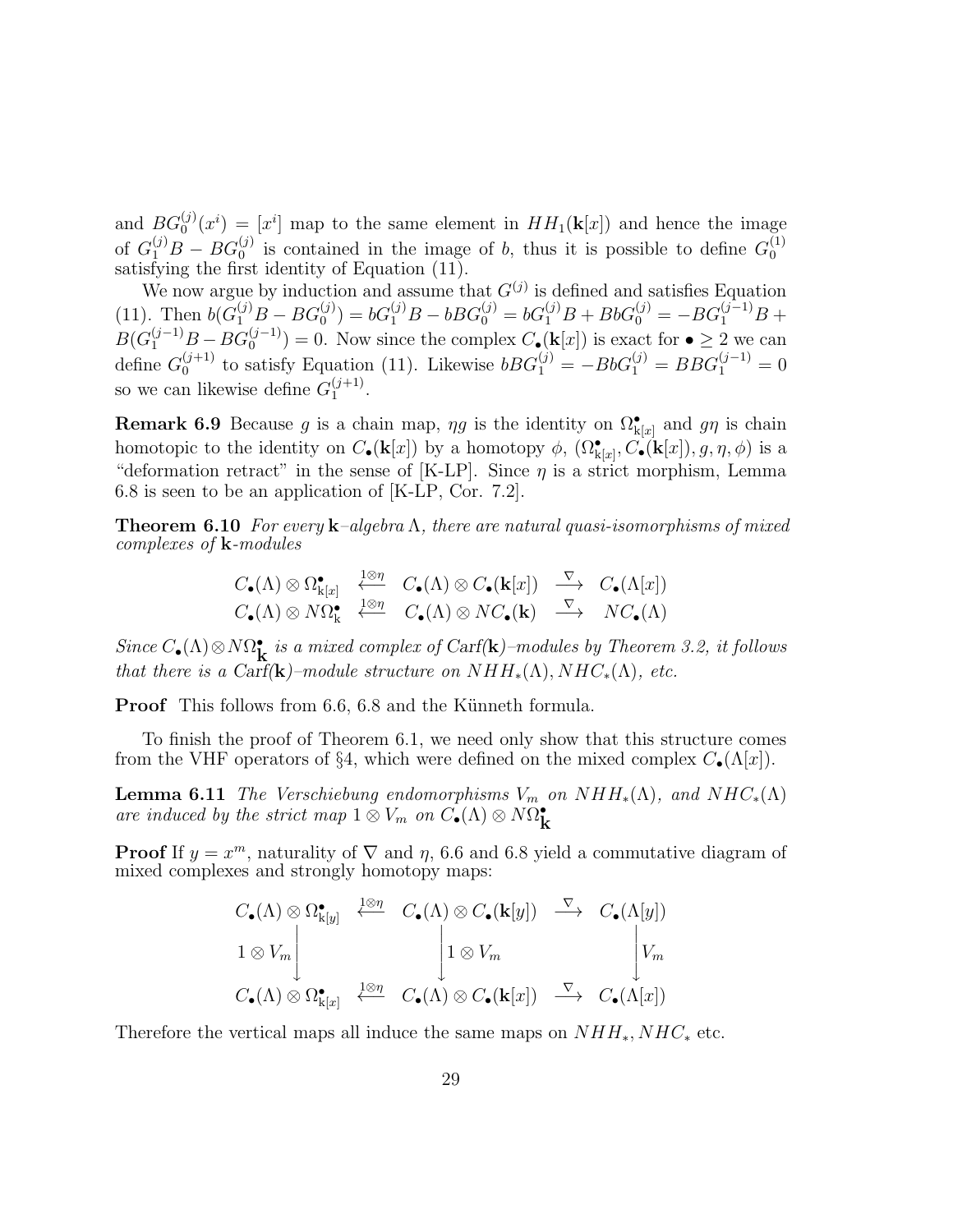and $BG_0^{(j)}(x^i) = [x^i]$ map to the same element in $HH_1(\mathbf{k}[x])$ and hence the image of $G_1^{(j)}B - BG_0^{(j)}$ is contained in the image of $b$, thus it is possible to define $G_0^{(1)}$ satisfying the first identity of Equation (11).

We now argue by induction and assume that $G^{(j)}$ is defined and satisfies Equation (11). Then $b(G_1^{(j)}B - BG_0^{(j)}) = bG_1^{(j)}B - bBG_0^{(j)} = bG_1^{(j)}B + BbG_0^{(j)} = -BG_1^{(j-1)}B + B(G_1^{(j-1)}B - BG_0^{(j-1)}) = 0$. Now since the complex $C_\bullet(\mathbf{k}[x])$ is exact for $\bullet \geq 2$ we can define $G_0^{(j+1)}$ to satisfy Equation (11). Likewise $bBG_1^{(j)} = -BbG_1^{(j)} = BBG_1^{(j-1)} = 0$ so we can likewise define $G_1^{(j+1)}$.

**Remark 6.9** Because $g$ is a chain map, $\eta g$ is the identity on $\Omega^\bullet_{\mathrm{k}[x]}$ and $g\eta$ is chain homotopic to the identity on $C_\bullet(\mathbf{k}[x])$ by a homotopy $\phi$, $(\Omega^\bullet_{\mathrm{k}[x]}, C_\bullet(\mathbf{k}[x]), g, \eta, \phi)$ is a "deformation retract" in the sense of [K-LP]. Since $\eta$ is a strict morphism, Lemma 6.8 is seen to be an application of [K-LP, Cor. 7.2].

**Theorem 6.10** *For every* $\mathbf{k}$*–algebra* $\Lambda$*, there are natural quasi-isomorphisms of mixed complexes of* $\mathbf{k}$*-modules*

$$
\begin{array}{ccccc}
C_\bullet(\Lambda)\otimes\Omega^\bullet_{\mathrm{k}[x]} & \stackrel{1\otimes\eta}{\longleftarrow} & C_\bullet(\Lambda)\otimes C_\bullet(\mathbf{k}[x]) & \stackrel{\nabla}{\longrightarrow} & C_\bullet(\Lambda[x]) \\
C_\bullet(\Lambda)\otimes N\Omega^\bullet_{\mathrm{k}} & \stackrel{1\otimes\eta}{\longleftarrow} & C_\bullet(\Lambda)\otimes NC_\bullet(\mathbf{k}) & \stackrel{\nabla}{\longrightarrow} & NC_\bullet(\Lambda)
\end{array}
$$

*Since* $C_\bullet(\Lambda)\otimes N\Omega^\bullet_{\mathbf{k}}$ *is a mixed complex of* $\mathit{Carf}(\mathbf{k})$*–modules by Theorem 3.2, it follows that there is a* $\mathit{Carf}(\mathbf{k})$*–module structure on* $NHH_*(\Lambda), NHC_*(\Lambda)$*, etc.*

**Proof** This follows from 6.6, 6.8 and the Künneth formula.

To finish the proof of Theorem 6.1, we need only show that this structure comes from the VHF operators of §4, which were defined on the mixed complex $C_\bullet(\Lambda[x])$.

**Lemma 6.11** *The Verschiebung endomorphisms* $V_m$ *on* $NHH_*(\Lambda)$*, and* $NHC_*(\Lambda)$ *are induced by the strict map* $1\otimes V_m$ *on* $C_\bullet(\Lambda)\otimes N\Omega^\bullet_{\mathbf{k}}$

**Proof** If $y = x^m$, naturality of $\nabla$ and $\eta$, 6.6 and 6.8 yield a commutative diagram of mixed complexes and strongly homotopy maps:

$$
\begin{array}{ccccc}
C_\bullet(\Lambda)\otimes\Omega^\bullet_{\mathrm{k}[y]} & \stackrel{1\otimes\eta}{\longleftarrow} & C_\bullet(\Lambda)\otimes C_\bullet(\mathbf{k}[y]) & \stackrel{\nabla}{\longrightarrow} & C_\bullet(\Lambda[y]) \\
\downarrow{\scriptstyle 1\otimes V_m} & & \downarrow{\scriptstyle 1\otimes V_m} & & \downarrow{\scriptstyle V_m} \\
C_\bullet(\Lambda)\otimes\Omega^\bullet_{\mathrm{k}[x]} & \stackrel{1\otimes\eta}{\longleftarrow} & C_\bullet(\Lambda)\otimes C_\bullet(\mathbf{k}[x]) & \stackrel{\nabla}{\longrightarrow} & C_\bullet(\Lambda[x])
\end{array}
$$

Therefore the vertical maps all induce the same maps on $NHH_*, NHC_*$ etc.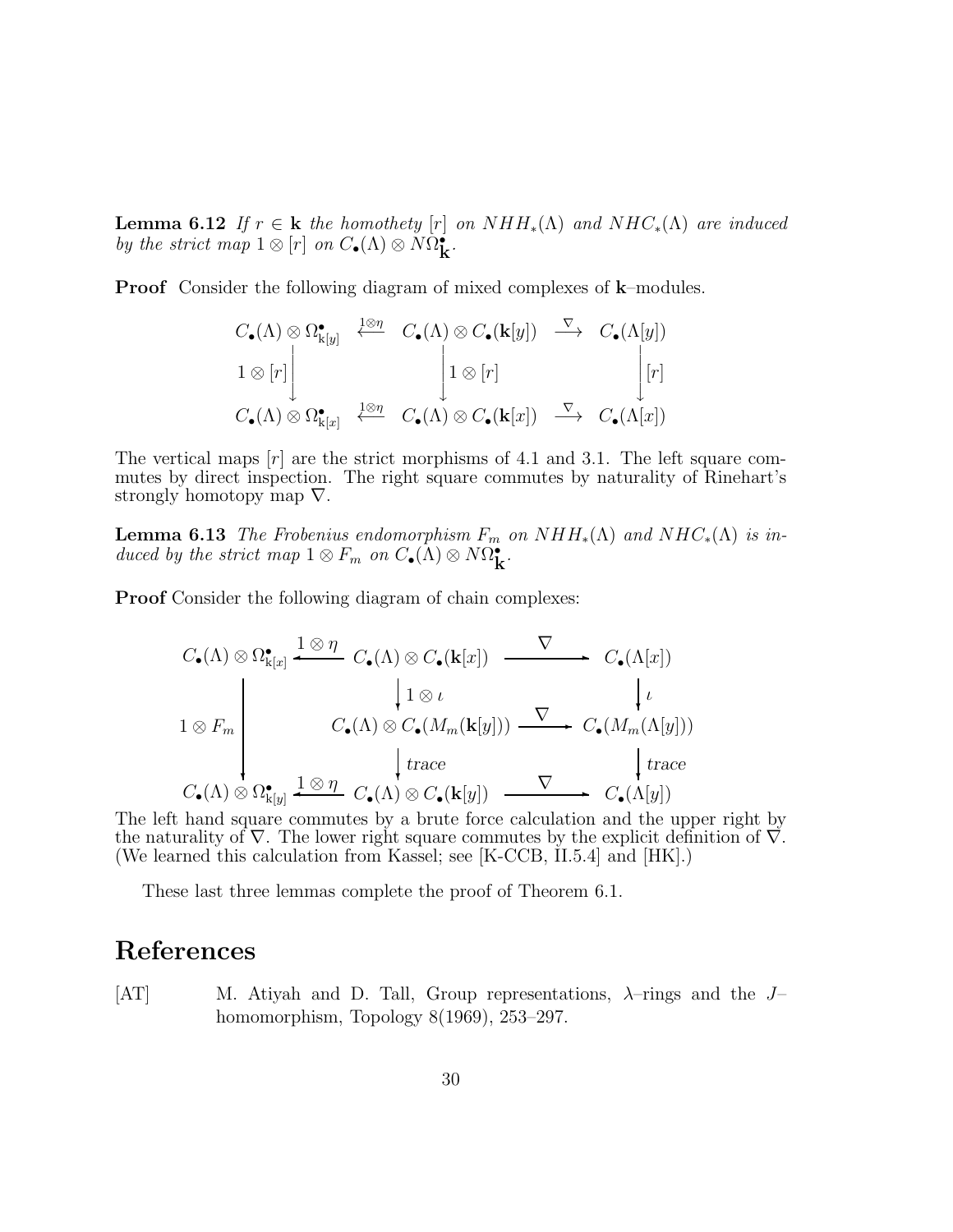**Lemma 6.12** *If $r \in \mathbf{k}$ the homothety $[r]$ on $NHH_*(\Lambda)$ and $NHC_*(\Lambda)$ are induced by the strict map $1 \otimes [r]$ on $C_\bullet(\Lambda) \otimes N\Omega^\bullet_{\mathbf{k}}$.*

**Proof** Consider the following diagram of mixed complexes of $\mathbf{k}$–modules.

$$\begin{array}{ccccc}
C_\bullet(\Lambda) \otimes \Omega^\bullet_{\mathbf{k}[y]} & \stackrel{1\otimes\eta}{\longleftarrow} & C_\bullet(\Lambda) \otimes C_\bullet(\mathbf{k}[y]) & \stackrel{\nabla}{\longrightarrow} & C_\bullet(\Lambda[y]) \\
1\otimes[r] \downarrow & & \downarrow 1\otimes[r] & & \downarrow [r] \\
C_\bullet(\Lambda) \otimes \Omega^\bullet_{\mathbf{k}[x]} & \stackrel{1\otimes\eta}{\longleftarrow} & C_\bullet(\Lambda) \otimes C_\bullet(\mathbf{k}[x]) & \stackrel{\nabla}{\longrightarrow} & C_\bullet(\Lambda[x])
\end{array}$$

The vertical maps $[r]$ are the strict morphisms of 4.1 and 3.1. The left square commutes by direct inspection. The right square commutes by naturality of Rinehart's strongly homotopy map $\nabla$.

**Lemma 6.13** *The Frobenius endomorphism $F_m$ on $NHH_*(\Lambda)$ and $NHC_*(\Lambda)$ is induced by the strict map $1 \otimes F_m$ on $C_\bullet(\Lambda) \otimes N\Omega^\bullet_{\mathbf{k}}$.*

**Proof** Consider the following diagram of chain complexes:

$$\begin{array}{ccccc}
C_\bullet(\Lambda) \otimes \Omega^\bullet_{\mathbf{k}[x]} & \stackrel{1\otimes\eta}{\longleftarrow} & C_\bullet(\Lambda) \otimes C_\bullet(\mathbf{k}[x]) & \stackrel{\nabla}{\longrightarrow} & C_\bullet(\Lambda[x]) \\
 & & \downarrow 1\otimes\iota & & \downarrow \iota \\
1\otimes F_m \downarrow & & C_\bullet(\Lambda) \otimes C_\bullet(M_m(\mathbf{k}[y])) & \stackrel{\nabla}{\longrightarrow} & C_\bullet(M_m(\Lambda[y])) \\
 & & \downarrow trace & & \downarrow trace \\
C_\bullet(\Lambda) \otimes \Omega^\bullet_{\mathbf{k}[y]} & \stackrel{1\otimes\eta}{\longleftarrow} & C_\bullet(\Lambda) \otimes C_\bullet(\mathbf{k}[y]) & \stackrel{\nabla}{\longrightarrow} & C_\bullet(\Lambda[y])
\end{array}$$

The left hand square commutes by a brute force calculation and the upper right by the naturality of $\nabla$. The lower right square commutes by the explicit definition of $\nabla$. (We learned this calculation from Kassel; see [K-CCB, II.5.4] and [HK].)

These last three lemmas complete the proof of Theorem 6.1.

# References

[AT] M. Atiyah and D. Tall, Group representations, $\lambda$–rings and the $J$–homomorphism, Topology 8(1969), 253–297.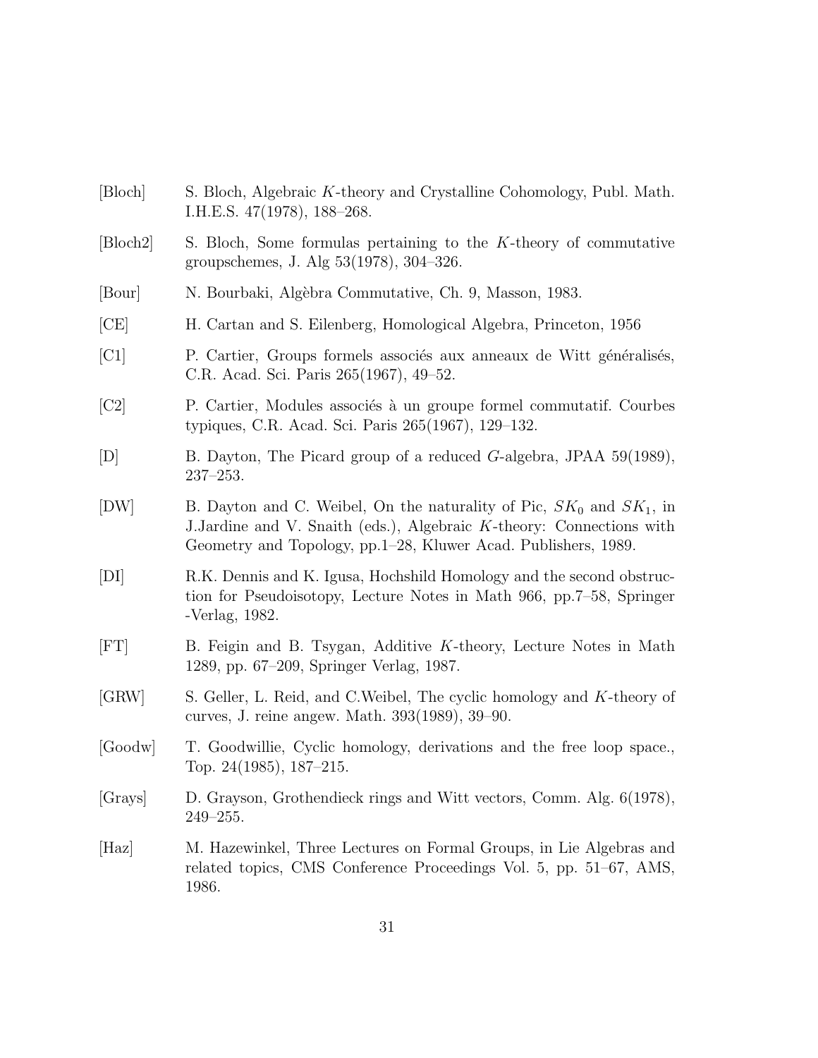[Bloch] S. Bloch, Algebraic $K$-theory and Crystalline Cohomology, Publ. Math. I.H.E.S. 47(1978), 188–268.

[Bloch2] S. Bloch, Some formulas pertaining to the $K$-theory of commutative groupschemes, J. Alg 53(1978), 304–326.

[Bour] N. Bourbaki, Algèbra Commutative, Ch. 9, Masson, 1983.

[CE] H. Cartan and S. Eilenberg, Homological Algebra, Princeton, 1956

[C1] P. Cartier, Groups formels associés aux anneaux de Witt généralisés, C.R. Acad. Sci. Paris 265(1967), 49–52.

[C2] P. Cartier, Modules associés à un groupe formel commutatif. Courbes typiques, C.R. Acad. Sci. Paris 265(1967), 129–132.

[D] B. Dayton, The Picard group of a reduced $G$-algebra, JPAA 59(1989), 237–253.

[DW] B. Dayton and C. Weibel, On the naturality of Pic, $SK_0$ and $SK_1$, in J.Jardine and V. Snaith (eds.), Algebraic $K$-theory: Connections with Geometry and Topology, pp.1–28, Kluwer Acad. Publishers, 1989.

[DI] R.K. Dennis and K. Igusa, Hochshild Homology and the second obstruction for Pseudoisotopy, Lecture Notes in Math 966, pp.7–58, Springer -Verlag, 1982.

[FT] B. Feigin and B. Tsygan, Additive $K$-theory, Lecture Notes in Math 1289, pp. 67–209, Springer Verlag, 1987.

[GRW] S. Geller, L. Reid, and C.Weibel, The cyclic homology and $K$-theory of curves, J. reine angew. Math. 393(1989), 39–90.

[Goodw] T. Goodwillie, Cyclic homology, derivations and the free loop space., Top. 24(1985), 187–215.

[Grays] D. Grayson, Grothendieck rings and Witt vectors, Comm. Alg. 6(1978), 249–255.

[Haz] M. Hazewinkel, Three Lectures on Formal Groups, in Lie Algebras and related topics, CMS Conference Proceedings Vol. 5, pp. 51–67, AMS, 1986.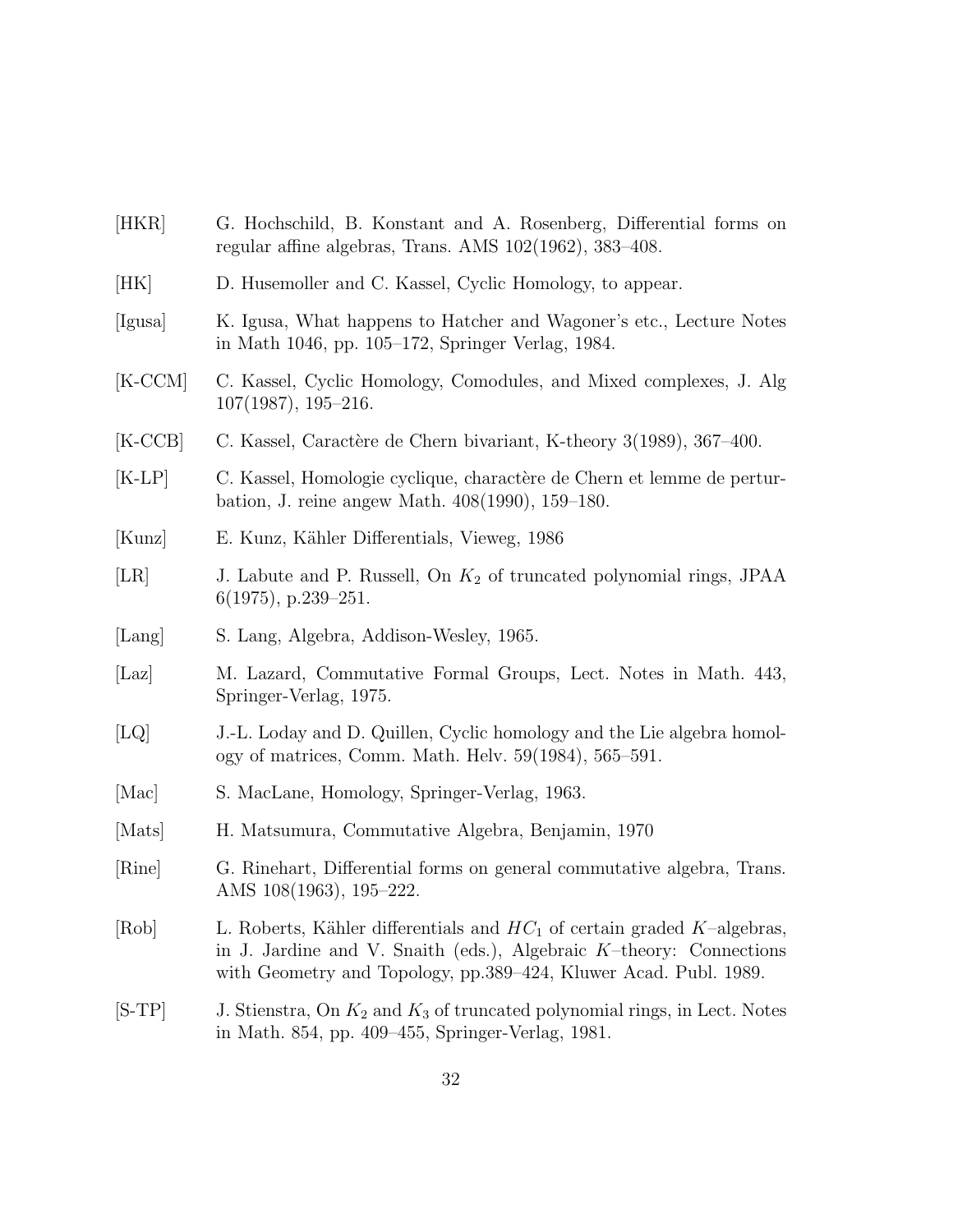[HKR] G. Hochschild, B. Konstant and A. Rosenberg, Differential forms on regular affine algebras, Trans. AMS 102(1962), 383–408.

[HK] D. Husemoller and C. Kassel, Cyclic Homology, to appear.

[Igusa] K. Igusa, What happens to Hatcher and Wagoner's etc., Lecture Notes in Math 1046, pp. 105–172, Springer Verlag, 1984.

[K-CCM] C. Kassel, Cyclic Homology, Comodules, and Mixed complexes, J. Alg 107(1987), 195–216.

[K-CCB] C. Kassel, Caractère de Chern bivariant, K-theory 3(1989), 367–400.

[K-LP] C. Kassel, Homologie cyclique, charactère de Chern et lemme de perturbation, J. reine angew Math. 408(1990), 159–180.

[Kunz] E. Kunz, Kähler Differentials, Vieweg, 1986

[LR] J. Labute and P. Russell, On $K_2$ of truncated polynomial rings, JPAA 6(1975), p.239–251.

[Lang] S. Lang, Algebra, Addison-Wesley, 1965.

[Laz] M. Lazard, Commutative Formal Groups, Lect. Notes in Math. 443, Springer-Verlag, 1975.

[LQ] J.-L. Loday and D. Quillen, Cyclic homology and the Lie algebra homology of matrices, Comm. Math. Helv. 59(1984), 565–591.

[Mac] S. MacLane, Homology, Springer-Verlag, 1963.

[Mats] H. Matsumura, Commutative Algebra, Benjamin, 1970

[Rine] G. Rinehart, Differential forms on general commutative algebra, Trans. AMS 108(1963), 195–222.

[Rob] L. Roberts, Kähler differentials and $HC_1$ of certain graded $K$–algebras, in J. Jardine and V. Snaith (eds.), Algebraic $K$–theory: Connections with Geometry and Topology, pp.389–424, Kluwer Acad. Publ. 1989.

[S-TP] J. Stienstra, On $K_2$ and $K_3$ of truncated polynomial rings, in Lect. Notes in Math. 854, pp. 409–455, Springer-Verlag, 1981.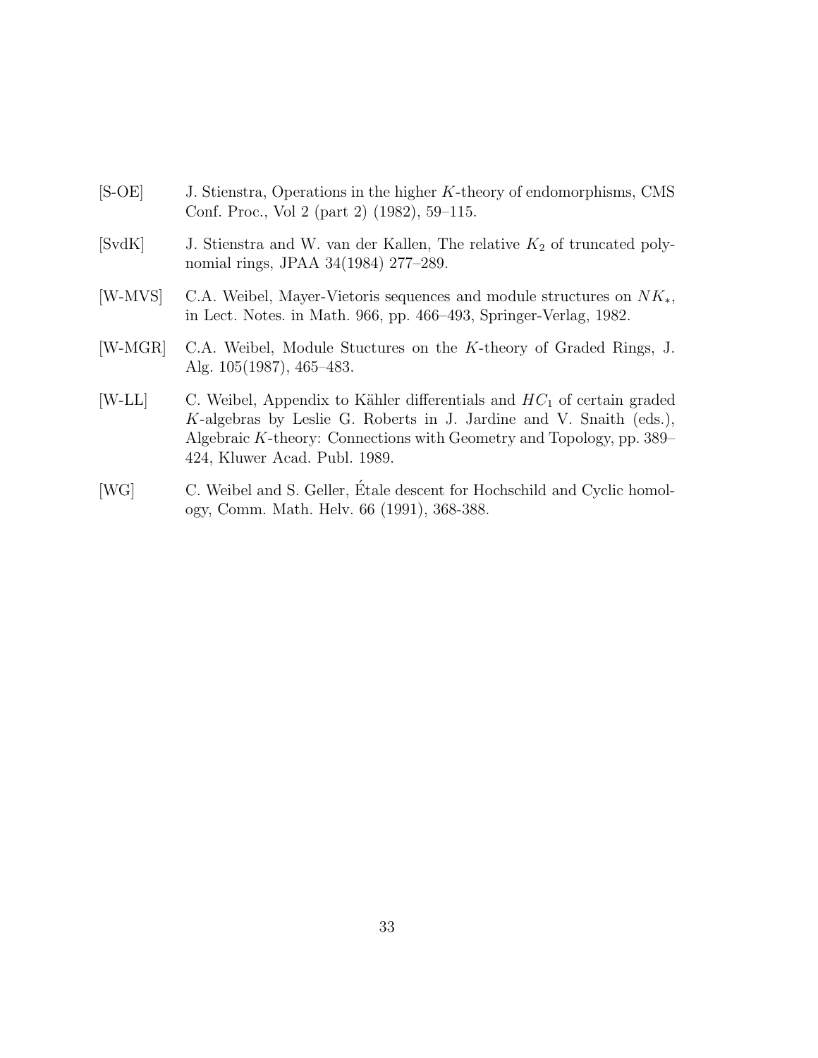[S-OE] J. Stienstra, Operations in the higher $K$-theory of endomorphisms, CMS Conf. Proc., Vol 2 (part 2) (1982), 59–115.

[SvdK] J. Stienstra and W. van der Kallen, The relative $K_2$ of truncated polynomial rings, JPAA 34(1984) 277–289.

[W-MVS] C.A. Weibel, Mayer-Vietoris sequences and module structures on $NK_*$, in Lect. Notes. in Math. 966, pp. 466–493, Springer-Verlag, 1982.

[W-MGR] C.A. Weibel, Module Stuctures on the $K$-theory of Graded Rings, J. Alg. 105(1987), 465–483.

[W-LL] C. Weibel, Appendix to Kähler differentials and $HC_1$ of certain graded $K$-algebras by Leslie G. Roberts in J. Jardine and V. Snaith (eds.), Algebraic $K$-theory: Connections with Geometry and Topology, pp. 389–424, Kluwer Acad. Publ. 1989.

[WG] C. Weibel and S. Geller, Étale descent for Hochschild and Cyclic homology, Comm. Math. Helv. 66 (1991), 368-388.